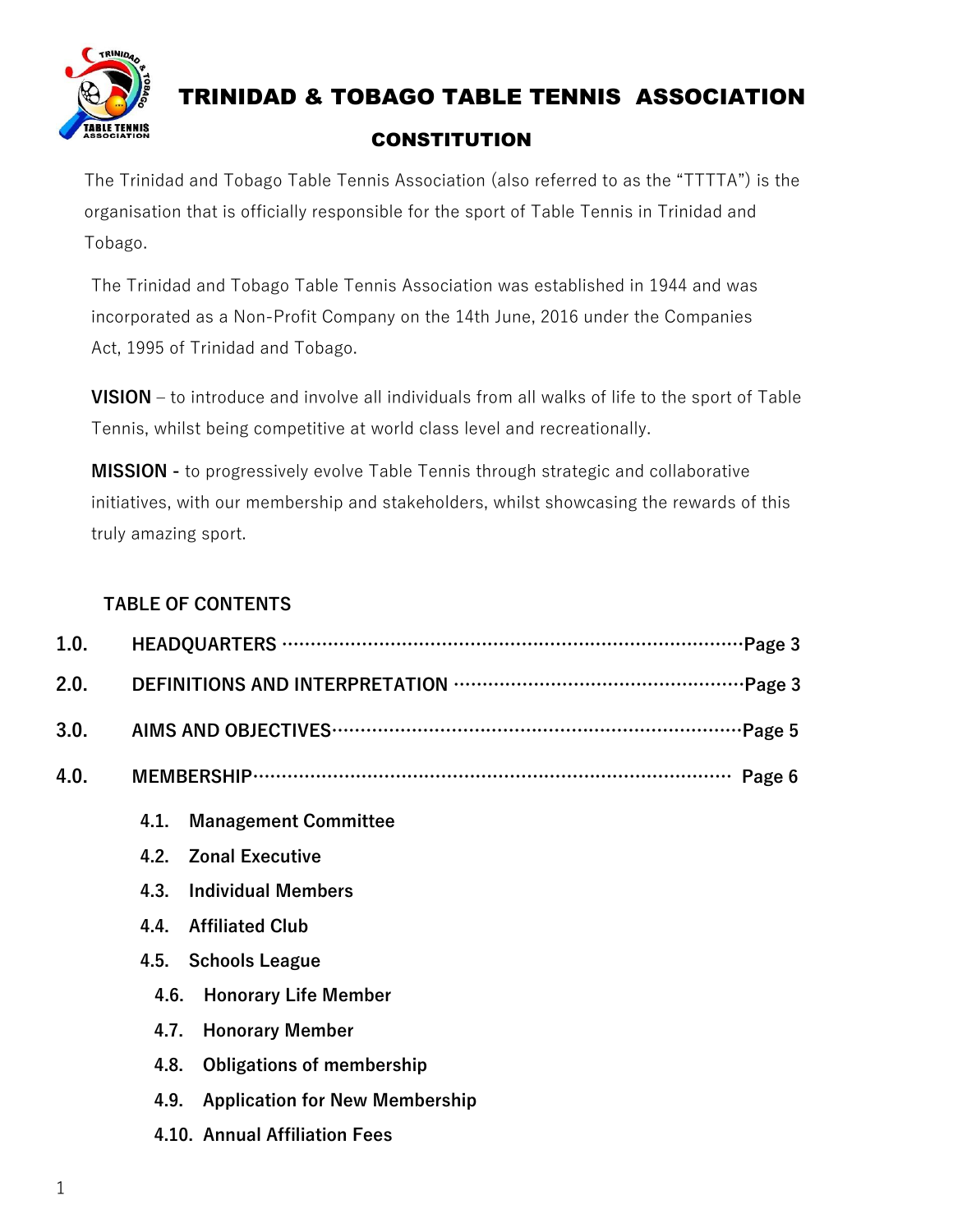# TRINIDAD & TOBAGO TABLE TENNIS ASSOCIATION

## CONSTITUTION

The Trinidad and Tobago Table Tennis Association (also referred to as the "TTTTA") is the organisation that is officially responsible for the sport of Table Tennis in Trinidad and Tobago.

The Trinidad and Tobago Table Tennis Association was established in 1944 and was incorporated as a Non-Profit Company on the 14th June, 2016 under the Companies Act, 1995 of Trinidad and Tobago.

**VISION** – to introduce and involve all individuals from all walks of life to the sport of Table Tennis, whilst being competitive at world class level and recreationally.

**MISSION -** to progressively evolve Table Tennis through strategic and collaborative initiatives, with our membership and stakeholders, whilst showcasing the rewards of this truly amazing sport.

### TABLE OF CONTENTS

**1.0. HEADQUARTERS ……………………………………………………………… Page 3**

**2.0. DEFINITIONS AND INTERPRETATION ……………………………………… Page 3**

**3.0. AIMS AND OBJECTIVES ……………………………………………………… Page 5**

**4.0. MEMBERSHIP ………………………………………………………………… Page 6**

- **4.1. Management Committee**
- **4.2. Zonal Executive**
- **4.3. Individual Members**
- **4.4. Affiliated Club**
- **4.5. Schools League**
- **4.6. Honorary Life Member**
- **4.7. Honorary Member**
- **4.8. Obligations of membership**
- **4.9. Application for New Membership**
- **4.10. Annual Affiliation Fees**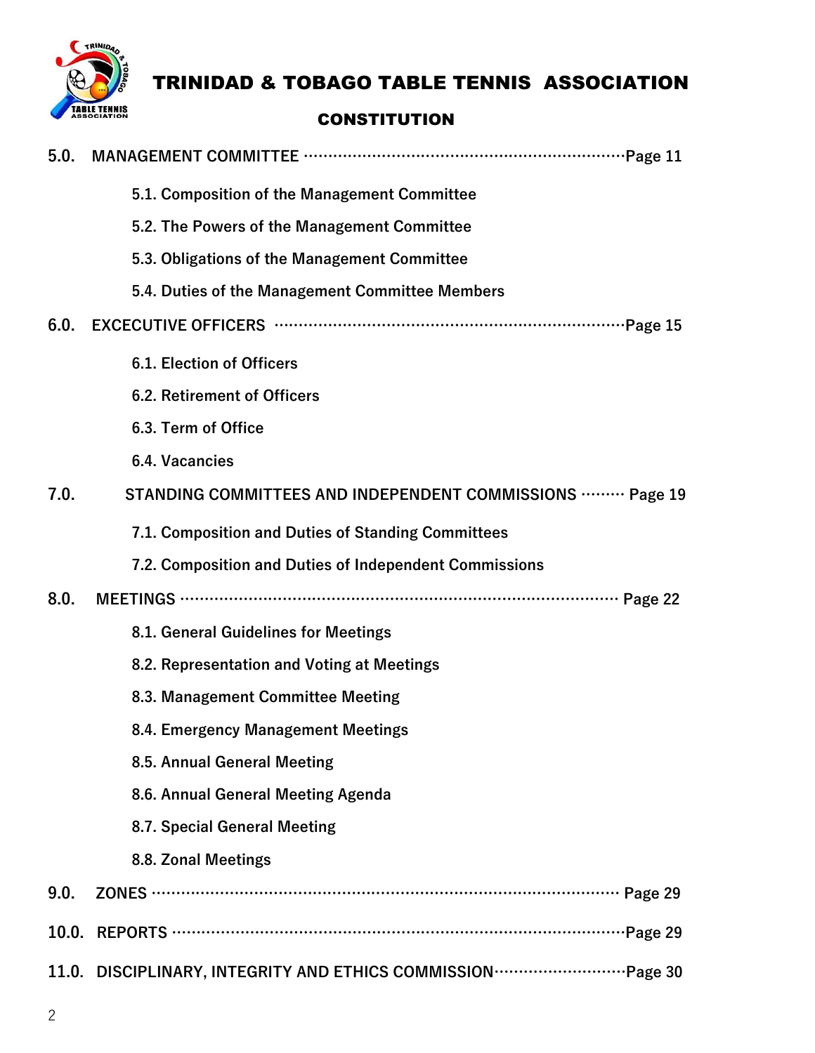# TRINIDAD & TOBAGO TABLE TENNIS ASSOCIATION

## CONSTITUTION

**5.0. MANAGEMENT COMMITTEE ........................................ Page 11**

- **5.1. Composition of the Management Committee**
- **5.2. The Powers of the Management Committee**
- **5.3. Obligations of the Management Committee**
- **5.4. Duties of the Management Committee Members**

**6.0. EXCECUTIVE OFFICERS ........................................ Page 15**

- **6.1. Election of Officers**
- **6.2. Retirement of Officers**
- **6.3. Term of Office**
- **6.4. Vacancies**

**7.0. STANDING COMMITTEES AND INDEPENDENT COMMISSIONS ......... Page 19**

- **7.1. Composition and Duties of Standing Committees**
- **7.2. Composition and Duties of Independent Commissions**

**8.0. MEETINGS ........................................ Page 22**

- **8.1. General Guidelines for Meetings**
- **8.2. Representation and Voting at Meetings**
- **8.3. Management Committee Meeting**
- **8.4. Emergency Management Meetings**
- **8.5. Annual General Meeting**
- **8.6. Annual General Meeting Agenda**
- **8.7. Special General Meeting**
- **8.8. Zonal Meetings**

**9.0. ZONES ........................................ Page 29**

**10.0. REPORTS ........................................ Page 29**

**11.0. DISCIPLINARY, INTEGRITY AND ETHICS COMMISSION .................. Page 30**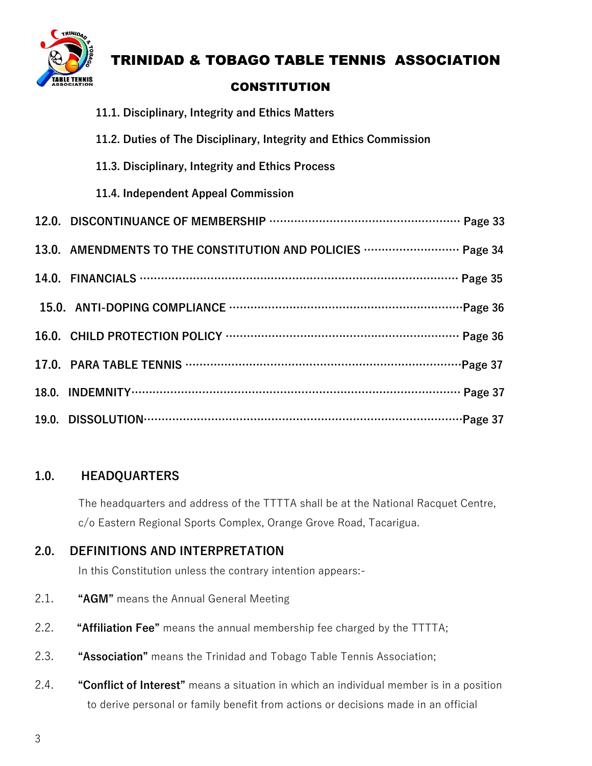# TRINIDAD & TOBAGO TABLE TENNIS ASSOCIATION

## CONSTITUTION

**11.1. Disciplinary, Integrity and Ethics Matters**

**11.2. Duties of The Disciplinary, Integrity and Ethics Commission**

**11.3. Disciplinary, Integrity and Ethics Process**

**11.4. Independent Appeal Commission**

**12.0. DISCONTINUANCE OF MEMBERSHIP ······················ Page 33**

**13.0. AMENDMENTS TO THE CONSTITUTION AND POLICIES ·············· Page 34**

**14.0. FINANCIALS ······················ Page 35**

**15.0. ANTI-DOPING COMPLIANCE ······················ Page 36**

**16.0. CHILD PROTECTION POLICY ······················ Page 36**

**17.0. PARA TABLE TENNIS ······················ Page 37**

**18.0. INDEMNITY ······················ Page 37**

**19.0. DISSOLUTION ······················ Page 37**

### 1.0. HEADQUARTERS

The headquarters and address of the TTTTA shall be at the National Racquet Centre, c/o Eastern Regional Sports Complex, Orange Grove Road, Tacarigua.

### 2.0. DEFINITIONS AND INTERPRETATION

In this Constitution unless the contrary intention appears:-

2.1. **"AGM"** means the Annual General Meeting

2.2. **"Affiliation Fee"** means the annual membership fee charged by the TTTTA;

2.3. **"Association"** means the Trinidad and Tobago Table Tennis Association;

2.4. **"Conflict of Interest"** means a situation in which an individual member is in a position to derive personal or family benefit from actions or decisions made in an official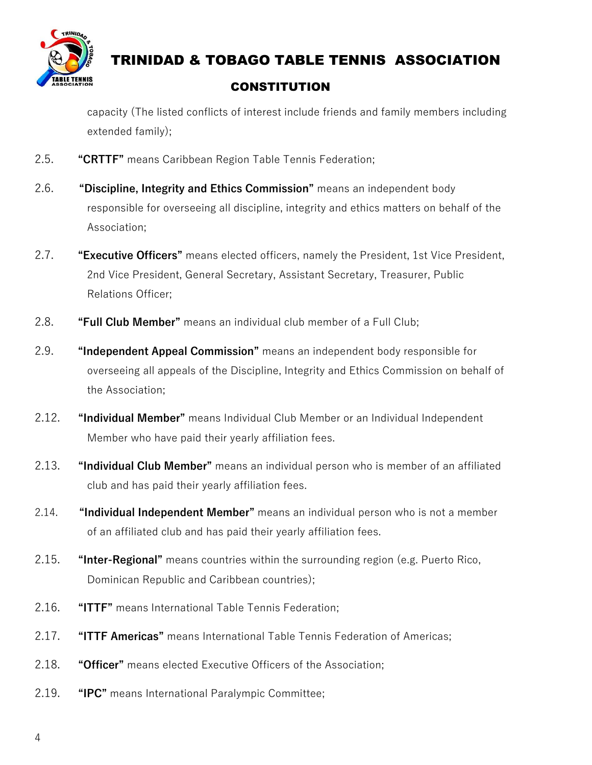capacity (The listed conflicts of interest include friends and family members including extended family);

2.5. **"CRTTF"** means Caribbean Region Table Tennis Federation;

2.6. **"Discipline, Integrity and Ethics Commission"** means an independent body responsible for overseeing all discipline, integrity and ethics matters on behalf of the Association;

2.7. **"Executive Officers"** means elected officers, namely the President, 1st Vice President, 2nd Vice President, General Secretary, Assistant Secretary, Treasurer, Public Relations Officer;

2.8. **"Full Club Member"** means an individual club member of a Full Club;

2.9. **"Independent Appeal Commission"** means an independent body responsible for overseeing all appeals of the Discipline, Integrity and Ethics Commission on behalf of the Association;

2.12. **"Individual Member"** means Individual Club Member or an Individual Independent Member who have paid their yearly affiliation fees.

2.13. **"Individual Club Member"** means an individual person who is member of an affiliated club and has paid their yearly affiliation fees.

2.14. **"Individual Independent Member"** means an individual person who is not a member of an affiliated club and has paid their yearly affiliation fees.

2.15. **"Inter-Regional"** means countries within the surrounding region (e.g. Puerto Rico, Dominican Republic and Caribbean countries);

2.16. **"ITTF"** means International Table Tennis Federation;

2.17. **"ITTF Americas"** means International Table Tennis Federation of Americas;

2.18. **"Officer"** means elected Executive Officers of the Association;

2.19. **"IPC"** means International Paralympic Committee;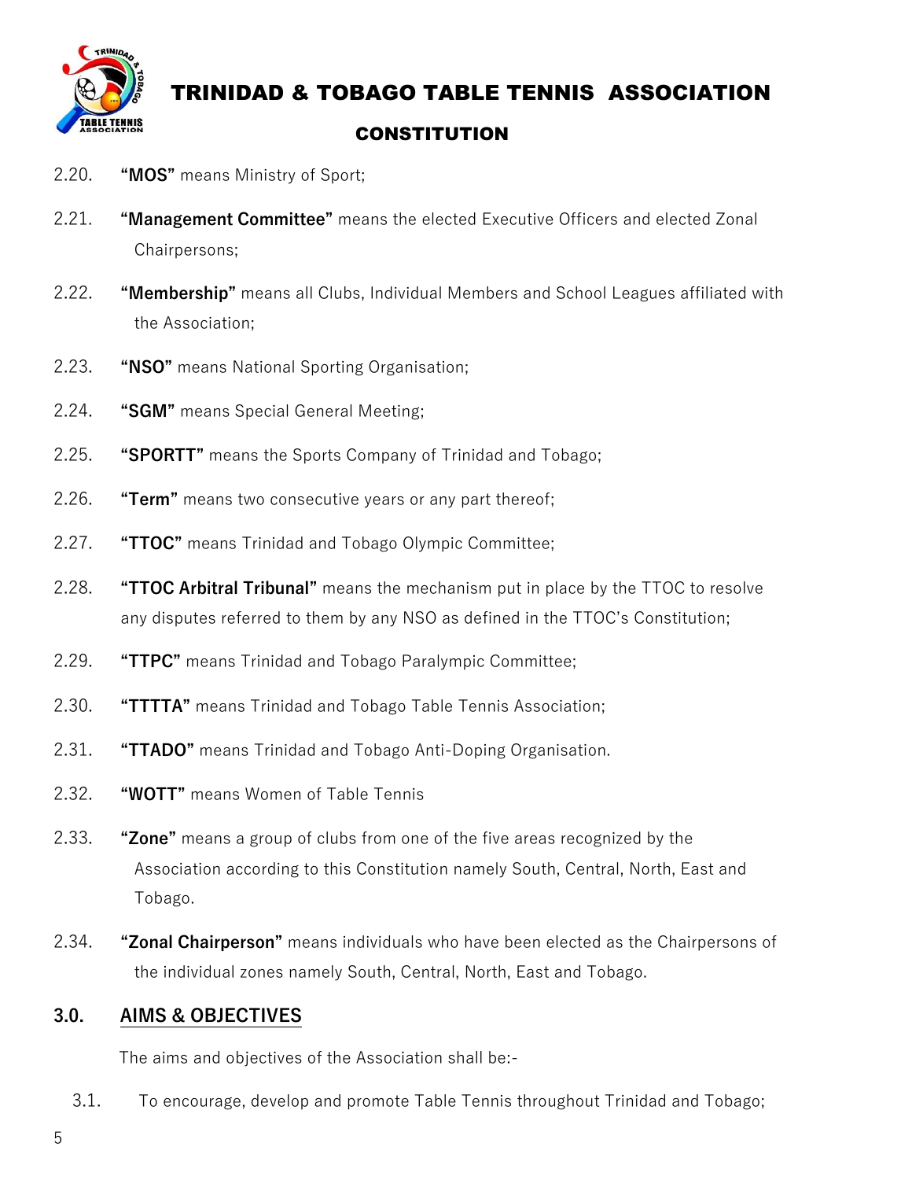2.20. **"MOS"** means Ministry of Sport;

2.21. **"Management Committee"** means the elected Executive Officers and elected Zonal Chairpersons;

2.22. **"Membership"** means all Clubs, Individual Members and School Leagues affiliated with the Association;

2.23. **"NSO"** means National Sporting Organisation;

2.24. **"SGM"** means Special General Meeting;

2.25. **"SPORTT"** means the Sports Company of Trinidad and Tobago;

2.26. **"Term"** means two consecutive years or any part thereof;

2.27. **"TTOC"** means Trinidad and Tobago Olympic Committee;

2.28. **"TTOC Arbitral Tribunal"** means the mechanism put in place by the TTOC to resolve any disputes referred to them by any NSO as defined in the TTOC's Constitution;

2.29. **"TTPC"** means Trinidad and Tobago Paralympic Committee;

2.30. **"TTTTA"** means Trinidad and Tobago Table Tennis Association;

2.31. **"TTADO"** means Trinidad and Tobago Anti-Doping Organisation.

2.32. **"WOTT"** means Women of Table Tennis

2.33. **"Zone"** means a group of clubs from one of the five areas recognized by the Association according to this Constitution namely South, Central, North, East and Tobago.

2.34. **"Zonal Chairperson"** means individuals who have been elected as the Chairpersons of the individual zones namely South, Central, North, East and Tobago.

## 3.0. AIMS & OBJECTIVES

The aims and objectives of the Association shall be:-

3.1. To encourage, develop and promote Table Tennis throughout Trinidad and Tobago;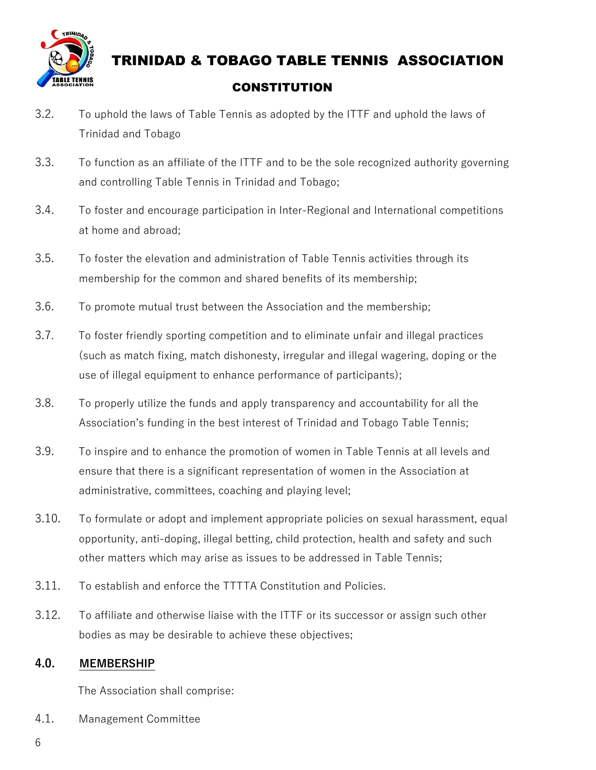3.2. To uphold the laws of Table Tennis as adopted by the ITTF and uphold the laws of Trinidad and Tobago

3.3. To function as an affiliate of the ITTF and to be the sole recognized authority governing and controlling Table Tennis in Trinidad and Tobago;

3.4. To foster and encourage participation in Inter-Regional and International competitions at home and abroad;

3.5. To foster the elevation and administration of Table Tennis activities through its membership for the common and shared benefits of its membership;

3.6. To promote mutual trust between the Association and the membership;

3.7. To foster friendly sporting competition and to eliminate unfair and illegal practices (such as match fixing, match dishonesty, irregular and illegal wagering, doping or the use of illegal equipment to enhance performance of participants);

3.8. To properly utilize the funds and apply transparency and accountability for all the Association's funding in the best interest of Trinidad and Tobago Table Tennis;

3.9. To inspire and to enhance the promotion of women in Table Tennis at all levels and ensure that there is a significant representation of women in the Association at administrative, committees, coaching and playing level;

3.10. To formulate or adopt and implement appropriate policies on sexual harassment, equal opportunity, anti-doping, illegal betting, child protection, health and safety and such other matters which may arise as issues to be addressed in Table Tennis;

3.11. To establish and enforce the TTTTA Constitution and Policies.

3.12. To affiliate and otherwise liaise with the ITTF or its successor or assign such other bodies as may be desirable to achieve these objectives;

## 4.0. MEMBERSHIP

The Association shall comprise:

4.1. Management Committee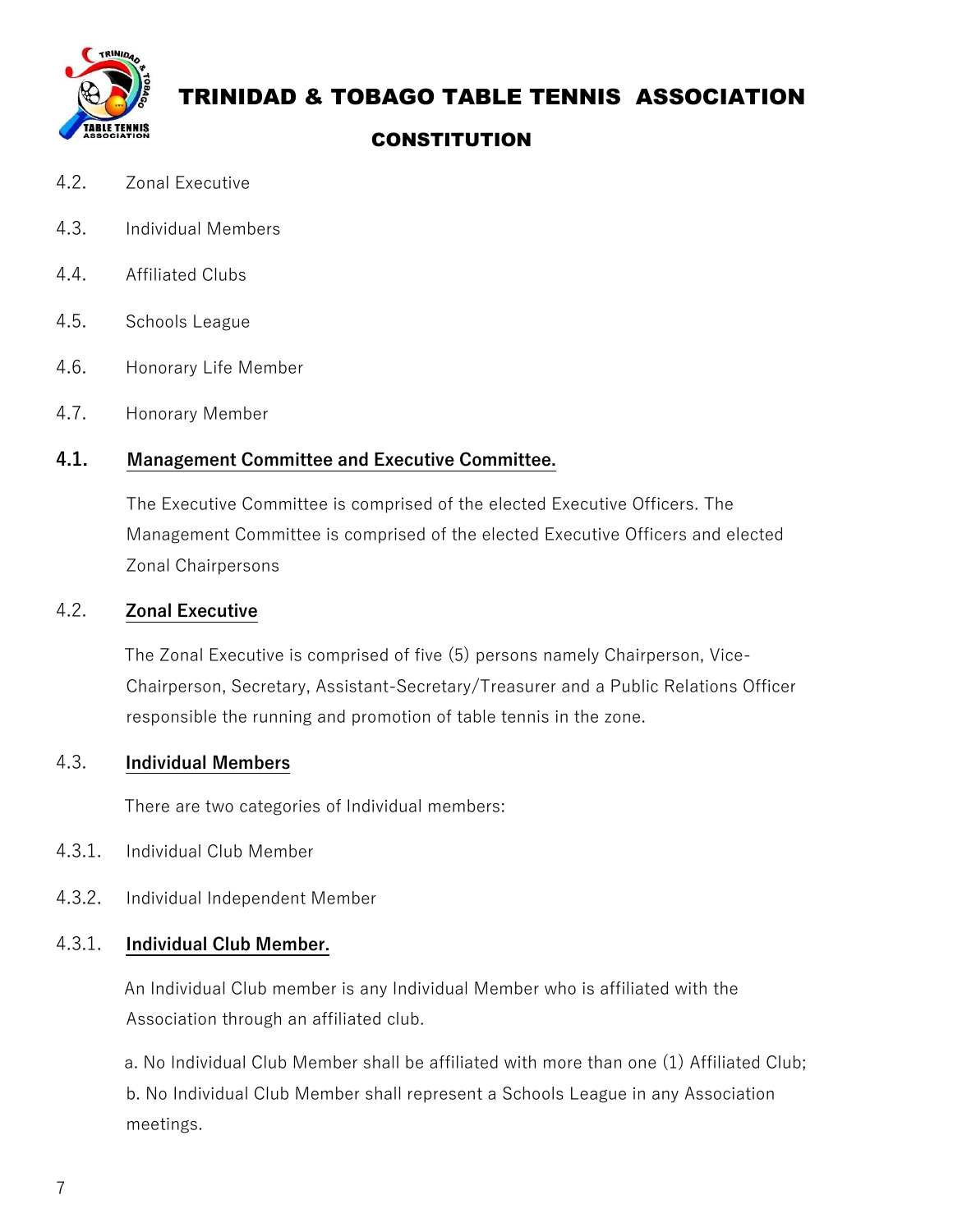4.2. Zonal Executive

4.3. Individual Members

4.4. Affiliated Clubs

4.5. Schools League

4.6. Honorary Life Member

4.7. Honorary Member

### 4.1. Management Committee and Executive Committee.

The Executive Committee is comprised of the elected Executive Officers. The Management Committee is comprised of the elected Executive Officers and elected Zonal Chairpersons

### 4.2. Zonal Executive

The Zonal Executive is comprised of five (5) persons namely Chairperson, Vice-Chairperson, Secretary, Assistant-Secretary/Treasurer and a Public Relations Officer responsible the running and promotion of table tennis in the zone.

### 4.3. Individual Members

There are two categories of Individual members:

4.3.1. Individual Club Member

4.3.2. Individual Independent Member

#### 4.3.1. Individual Club Member.

An Individual Club member is any Individual Member who is affiliated with the Association through an affiliated club.

a. No Individual Club Member shall be affiliated with more than one (1) Affiliated Club;
b. No Individual Club Member shall represent a Schools League in any Association meetings.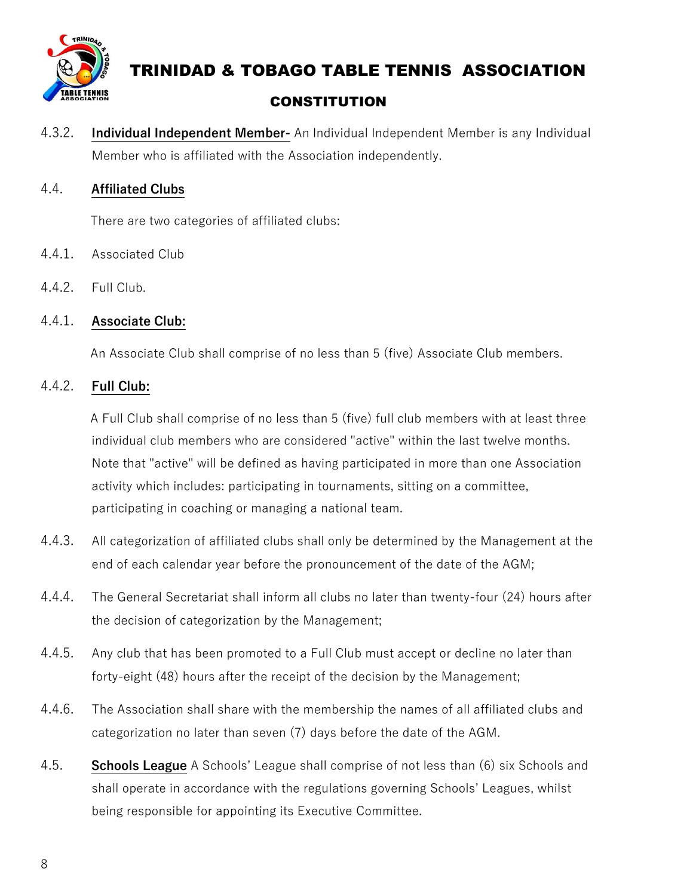4.3.2. **Individual Independent Member-** An Individual Independent Member is any Individual Member who is affiliated with the Association independently.

4.4. **Affiliated Clubs**

There are two categories of affiliated clubs:

4.4.1. Associated Club

4.4.2. Full Club.

4.4.1. **Associate Club:**

An Associate Club shall comprise of no less than 5 (five) Associate Club members.

4.4.2. **Full Club:**

A Full Club shall comprise of no less than 5 (five) full club members with at least three individual club members who are considered "active" within the last twelve months. Note that "active" will be defined as having participated in more than one Association activity which includes: participating in tournaments, sitting on a committee, participating in coaching or managing a national team.

4.4.3. All categorization of affiliated clubs shall only be determined by the Management at the end of each calendar year before the pronouncement of the date of the AGM;

4.4.4. The General Secretariat shall inform all clubs no later than twenty-four (24) hours after the decision of categorization by the Management;

4.4.5. Any club that has been promoted to a Full Club must accept or decline no later than forty-eight (48) hours after the receipt of the decision by the Management;

4.4.6. The Association shall share with the membership the names of all affiliated clubs and categorization no later than seven (7) days before the date of the AGM.

4.5. **Schools League** A Schools' League shall comprise of not less than (6) six Schools and shall operate in accordance with the regulations governing Schools' Leagues, whilst being responsible for appointing its Executive Committee.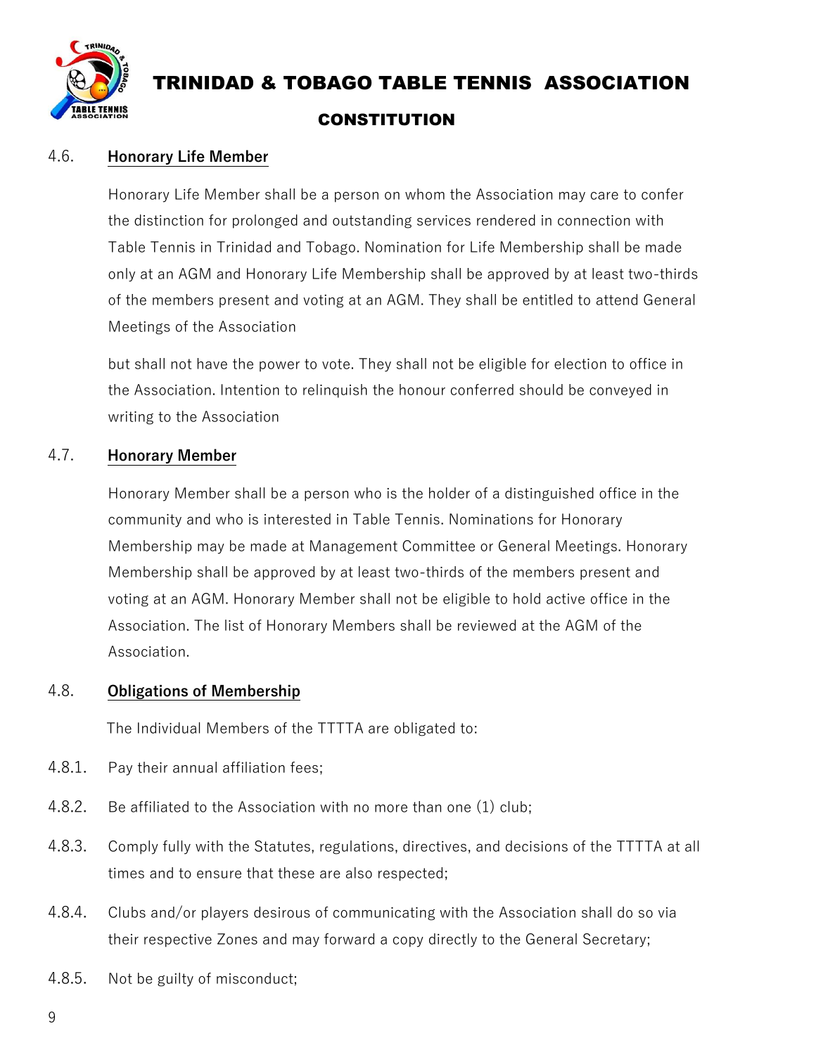### 4.6. **Honorary Life Member**

Honorary Life Member shall be a person on whom the Association may care to confer the distinction for prolonged and outstanding services rendered in connection with Table Tennis in Trinidad and Tobago. Nomination for Life Membership shall be made only at an AGM and Honorary Life Membership shall be approved by at least two-thirds of the members present and voting at an AGM. They shall be entitled to attend General Meetings of the Association

but shall not have the power to vote. They shall not be eligible for election to office in the Association. Intention to relinquish the honour conferred should be conveyed in writing to the Association

### 4.7. **Honorary Member**

Honorary Member shall be a person who is the holder of a distinguished office in the community and who is interested in Table Tennis. Nominations for Honorary Membership may be made at Management Committee or General Meetings. Honorary Membership shall be approved by at least two-thirds of the members present and voting at an AGM. Honorary Member shall not be eligible to hold active office in the Association. The list of Honorary Members shall be reviewed at the AGM of the Association.

### 4.8. **Obligations of Membership**

The Individual Members of the TTTTA are obligated to:

4.8.1. Pay their annual affiliation fees;

4.8.2. Be affiliated to the Association with no more than one (1) club;

4.8.3. Comply fully with the Statutes, regulations, directives, and decisions of the TTTTA at all times and to ensure that these are also respected;

4.8.4. Clubs and/or players desirous of communicating with the Association shall do so via their respective Zones and may forward a copy directly to the General Secretary;

4.8.5. Not be guilty of misconduct;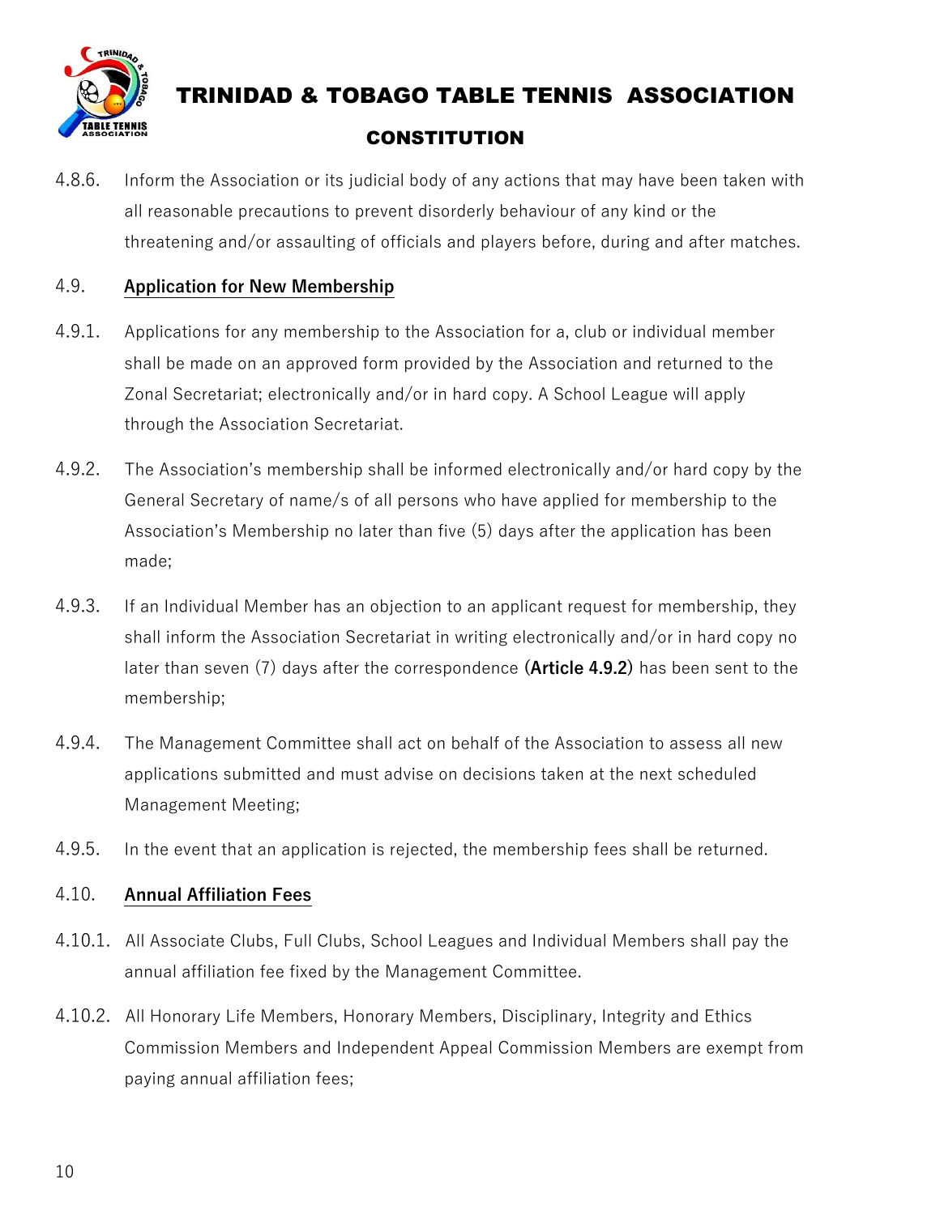4.8.6. Inform the Association or its judicial body of any actions that may have been taken with all reasonable precautions to prevent disorderly behaviour of any kind or the threatening and/or assaulting of officials and players before, during and after matches.

4.9. **Application for New Membership**

4.9.1. Applications for any membership to the Association for a, club or individual member shall be made on an approved form provided by the Association and returned to the Zonal Secretariat; electronically and/or in hard copy. A School League will apply through the Association Secretariat.

4.9.2. The Association's membership shall be informed electronically and/or hard copy by the General Secretary of name/s of all persons who have applied for membership to the Association's Membership no later than five (5) days after the application has been made;

4.9.3. If an Individual Member has an objection to an applicant request for membership, they shall inform the Association Secretariat in writing electronically and/or in hard copy no later than seven (7) days after the correspondence **(Article 4.9.2)** has been sent to the membership;

4.9.4. The Management Committee shall act on behalf of the Association to assess all new applications submitted and must advise on decisions taken at the next scheduled Management Meeting;

4.9.5. In the event that an application is rejected, the membership fees shall be returned.

4.10. **Annual Affiliation Fees**

4.10.1. All Associate Clubs, Full Clubs, School Leagues and Individual Members shall pay the annual affiliation fee fixed by the Management Committee.

4.10.2. All Honorary Life Members, Honorary Members, Disciplinary, Integrity and Ethics Commission Members and Independent Appeal Commission Members are exempt from paying annual affiliation fees;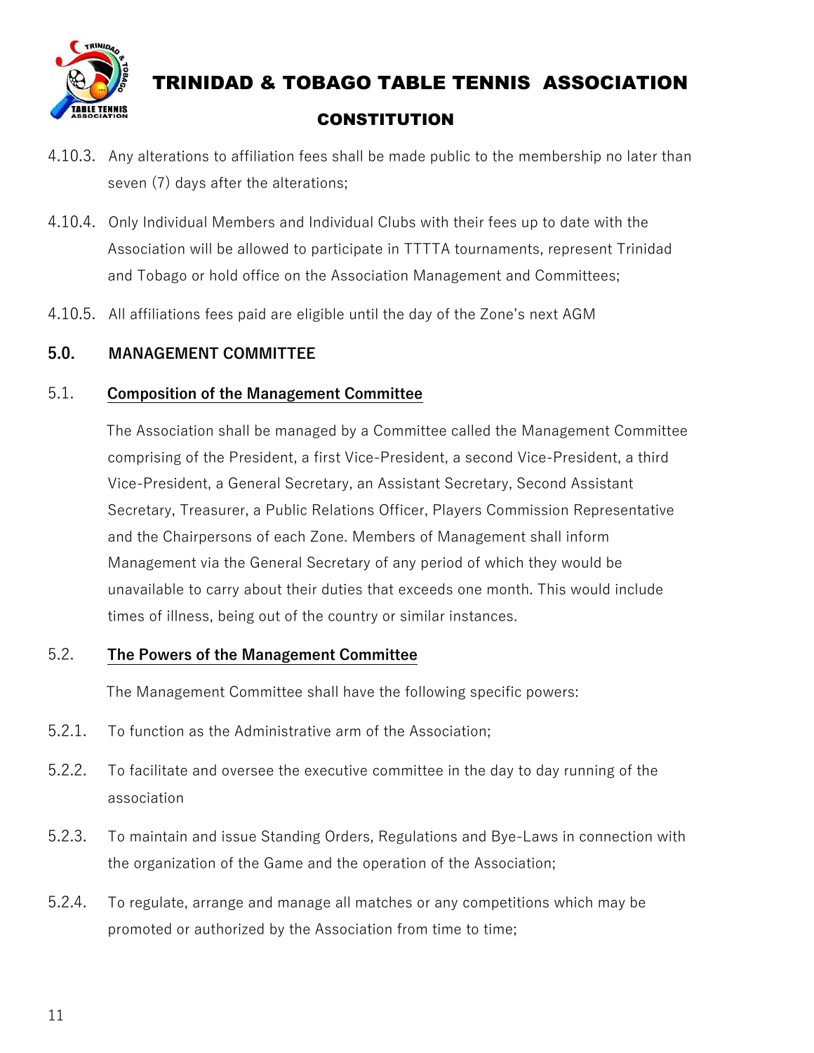4.10.3. Any alterations to affiliation fees shall be made public to the membership no later than seven (7) days after the alterations;

4.10.4. Only Individual Members and Individual Clubs with their fees up to date with the Association will be allowed to participate in TTTTA tournaments, represent Trinidad and Tobago or hold office on the Association Management and Committees;

4.10.5. All affiliations fees paid are eligible until the day of the Zone's next AGM

## 5.0. MANAGEMENT COMMITTEE

### 5.1. Composition of the Management Committee

The Association shall be managed by a Committee called the Management Committee comprising of the President, a first Vice-President, a second Vice-President, a third Vice-President, a General Secretary, an Assistant Secretary, Second Assistant Secretary, Treasurer, a Public Relations Officer, Players Commission Representative and the Chairpersons of each Zone. Members of Management shall inform Management via the General Secretary of any period of which they would be unavailable to carry about their duties that exceeds one month. This would include times of illness, being out of the country or similar instances.

### 5.2. The Powers of the Management Committee

The Management Committee shall have the following specific powers:

5.2.1. To function as the Administrative arm of the Association;

5.2.2. To facilitate and oversee the executive committee in the day to day running of the association

5.2.3. To maintain and issue Standing Orders, Regulations and Bye-Laws in connection with the organization of the Game and the operation of the Association;

5.2.4. To regulate, arrange and manage all matches or any competitions which may be promoted or authorized by the Association from time to time;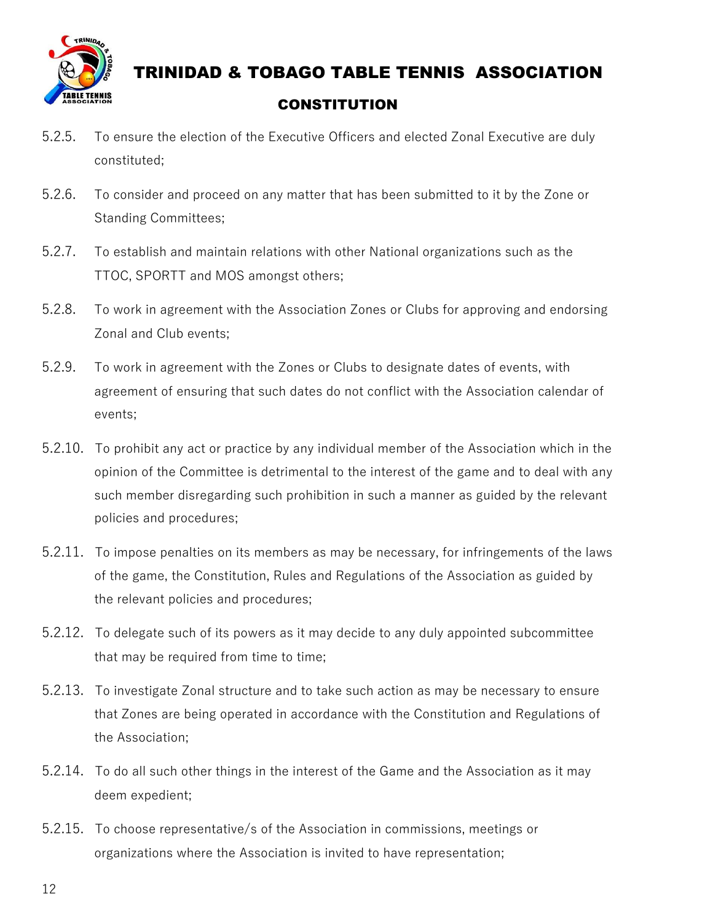5.2.5. To ensure the election of the Executive Officers and elected Zonal Executive are duly constituted;

5.2.6. To consider and proceed on any matter that has been submitted to it by the Zone or Standing Committees;

5.2.7. To establish and maintain relations with other National organizations such as the TTOC, SPORTT and MOS amongst others;

5.2.8. To work in agreement with the Association Zones or Clubs for approving and endorsing Zonal and Club events;

5.2.9. To work in agreement with the Zones or Clubs to designate dates of events, with agreement of ensuring that such dates do not conflict with the Association calendar of events;

5.2.10. To prohibit any act or practice by any individual member of the Association which in the opinion of the Committee is detrimental to the interest of the game and to deal with any such member disregarding such prohibition in such a manner as guided by the relevant policies and procedures;

5.2.11. To impose penalties on its members as may be necessary, for infringements of the laws of the game, the Constitution, Rules and Regulations of the Association as guided by the relevant policies and procedures;

5.2.12. To delegate such of its powers as it may decide to any duly appointed subcommittee that may be required from time to time;

5.2.13. To investigate Zonal structure and to take such action as may be necessary to ensure that Zones are being operated in accordance with the Constitution and Regulations of the Association;

5.2.14. To do all such other things in the interest of the Game and the Association as it may deem expedient;

5.2.15. To choose representative/s of the Association in commissions, meetings or organizations where the Association is invited to have representation;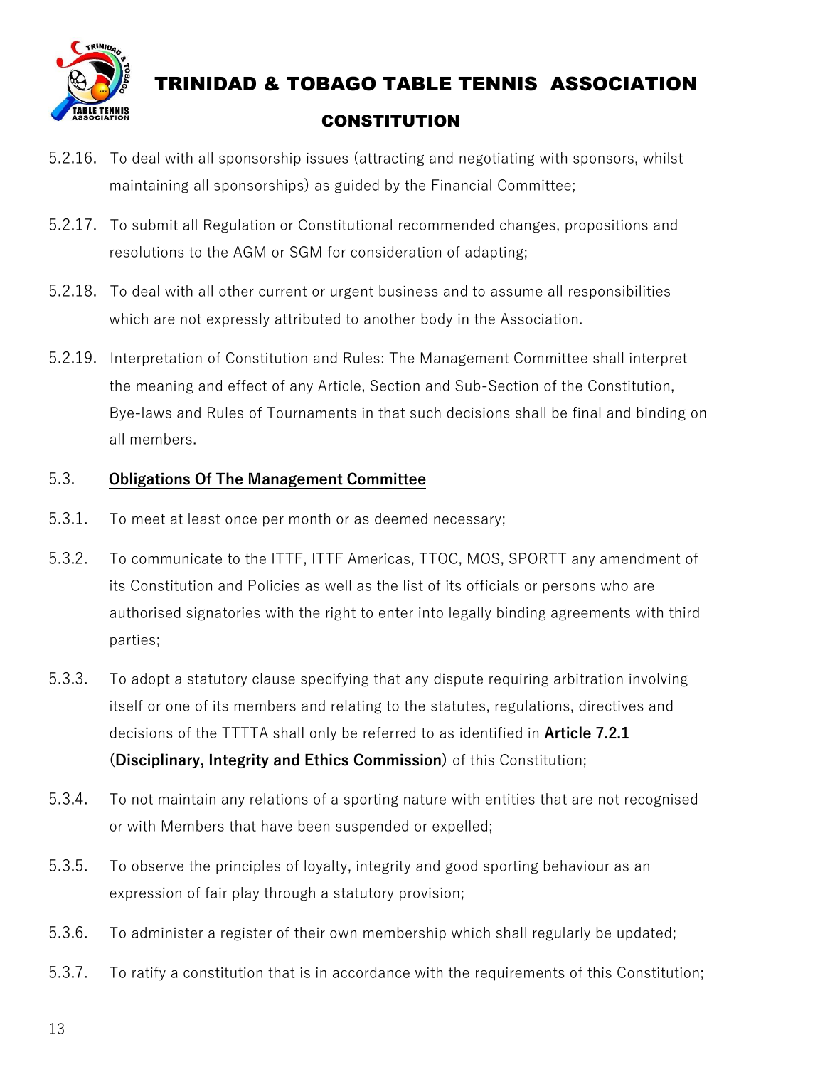5.2.16. To deal with all sponsorship issues (attracting and negotiating with sponsors, whilst maintaining all sponsorships) as guided by the Financial Committee;

5.2.17. To submit all Regulation or Constitutional recommended changes, propositions and resolutions to the AGM or SGM for consideration of adapting;

5.2.18. To deal with all other current or urgent business and to assume all responsibilities which are not expressly attributed to another body in the Association.

5.2.19. Interpretation of Constitution and Rules: The Management Committee shall interpret the meaning and effect of any Article, Section and Sub-Section of the Constitution, Bye-laws and Rules of Tournaments in that such decisions shall be final and binding on all members.

### 5.3. Obligations Of The Management Committee

5.3.1. To meet at least once per month or as deemed necessary;

5.3.2. To communicate to the ITTF, ITTF Americas, TTOC, MOS, SPORTT any amendment of its Constitution and Policies as well as the list of its officials or persons who are authorised signatories with the right to enter into legally binding agreements with third parties;

5.3.3. To adopt a statutory clause specifying that any dispute requiring arbitration involving itself or one of its members and relating to the statutes, regulations, directives and decisions of the TTTTA shall only be referred to as identified in **Article 7.2.1 (Disciplinary, Integrity and Ethics Commission)** of this Constitution;

5.3.4. To not maintain any relations of a sporting nature with entities that are not recognised or with Members that have been suspended or expelled;

5.3.5. To observe the principles of loyalty, integrity and good sporting behaviour as an expression of fair play through a statutory provision;

5.3.6. To administer a register of their own membership which shall regularly be updated;

5.3.7. To ratify a constitution that is in accordance with the requirements of this Constitution;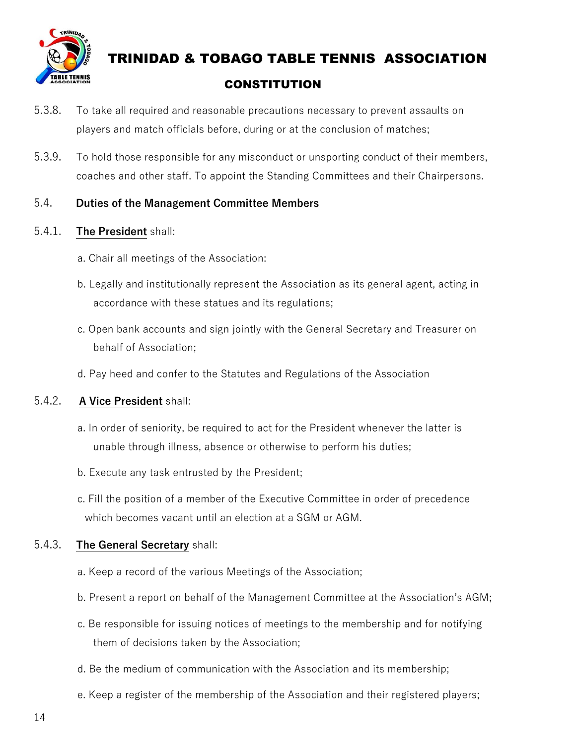5.3.8. To take all required and reasonable precautions necessary to prevent assaults on players and match officials before, during or at the conclusion of matches;

5.3.9. To hold those responsible for any misconduct or unsporting conduct of their members, coaches and other staff. To appoint the Standing Committees and their Chairpersons.

5.4. **Duties of the Management Committee Members**

5.4.1. **The President** shall:

a. Chair all meetings of the Association:

b. Legally and institutionally represent the Association as its general agent, acting in accordance with these statues and its regulations;

c. Open bank accounts and sign jointly with the General Secretary and Treasurer on behalf of Association;

d. Pay heed and confer to the Statutes and Regulations of the Association

5.4.2. **A Vice President** shall:

a. In order of seniority, be required to act for the President whenever the latter is unable through illness, absence or otherwise to perform his duties;

b. Execute any task entrusted by the President;

c. Fill the position of a member of the Executive Committee in order of precedence which becomes vacant until an election at a SGM or AGM.

5.4.3. **The General Secretary** shall:

a. Keep a record of the various Meetings of the Association;

b. Present a report on behalf of the Management Committee at the Association's AGM;

c. Be responsible for issuing notices of meetings to the membership and for notifying them of decisions taken by the Association;

d. Be the medium of communication with the Association and its membership;

e. Keep a register of the membership of the Association and their registered players;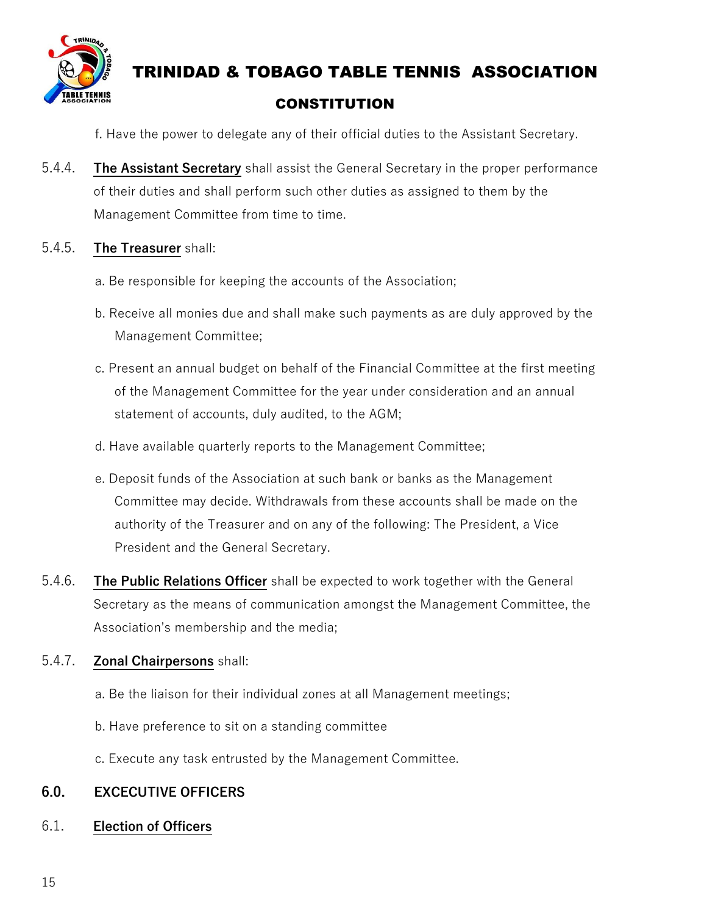f. Have the power to delegate any of their official duties to the Assistant Secretary.

5.4.4. **The Assistant Secretary** shall assist the General Secretary in the proper performance of their duties and shall perform such other duties as assigned to them by the Management Committee from time to time.

5.4.5. **The Treasurer** shall:

a. Be responsible for keeping the accounts of the Association;

b. Receive all monies due and shall make such payments as are duly approved by the Management Committee;

c. Present an annual budget on behalf of the Financial Committee at the first meeting of the Management Committee for the year under consideration and an annual statement of accounts, duly audited, to the AGM;

d. Have available quarterly reports to the Management Committee;

e. Deposit funds of the Association at such bank or banks as the Management Committee may decide. Withdrawals from these accounts shall be made on the authority of the Treasurer and on any of the following: The President, a Vice President and the General Secretary.

5.4.6. **The Public Relations Officer** shall be expected to work together with the General Secretary as the means of communication amongst the Management Committee, the Association's membership and the media;

5.4.7. **Zonal Chairpersons** shall:

a. Be the liaison for their individual zones at all Management meetings;

b. Have preference to sit on a standing committee

c. Execute any task entrusted by the Management Committee.

## 6.0. EXCECUTIVE OFFICERS

6.1. **Election of Officers**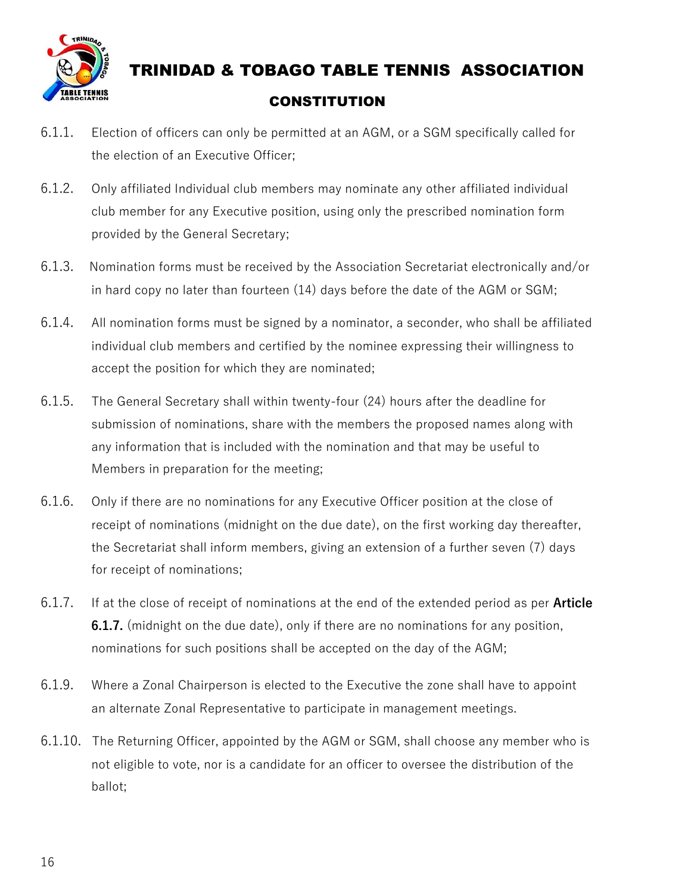6.1.1. Election of officers can only be permitted at an AGM, or a SGM specifically called for the election of an Executive Officer;

6.1.2. Only affiliated Individual club members may nominate any other affiliated individual club member for any Executive position, using only the prescribed nomination form provided by the General Secretary;

6.1.3. Nomination forms must be received by the Association Secretariat electronically and/or in hard copy no later than fourteen (14) days before the date of the AGM or SGM;

6.1.4. All nomination forms must be signed by a nominator, a seconder, who shall be affiliated individual club members and certified by the nominee expressing their willingness to accept the position for which they are nominated;

6.1.5. The General Secretary shall within twenty-four (24) hours after the deadline for submission of nominations, share with the members the proposed names along with any information that is included with the nomination and that may be useful to Members in preparation for the meeting;

6.1.6. Only if there are no nominations for any Executive Officer position at the close of receipt of nominations (midnight on the due date), on the first working day thereafter, the Secretariat shall inform members, giving an extension of a further seven (7) days for receipt of nominations;

6.1.7. If at the close of receipt of nominations at the end of the extended period as per **Article 6.1.7.** (midnight on the due date), only if there are no nominations for any position, nominations for such positions shall be accepted on the day of the AGM;

6.1.9. Where a Zonal Chairperson is elected to the Executive the zone shall have to appoint an alternate Zonal Representative to participate in management meetings.

6.1.10. The Returning Officer, appointed by the AGM or SGM, shall choose any member who is not eligible to vote, nor is a candidate for an officer to oversee the distribution of the ballot;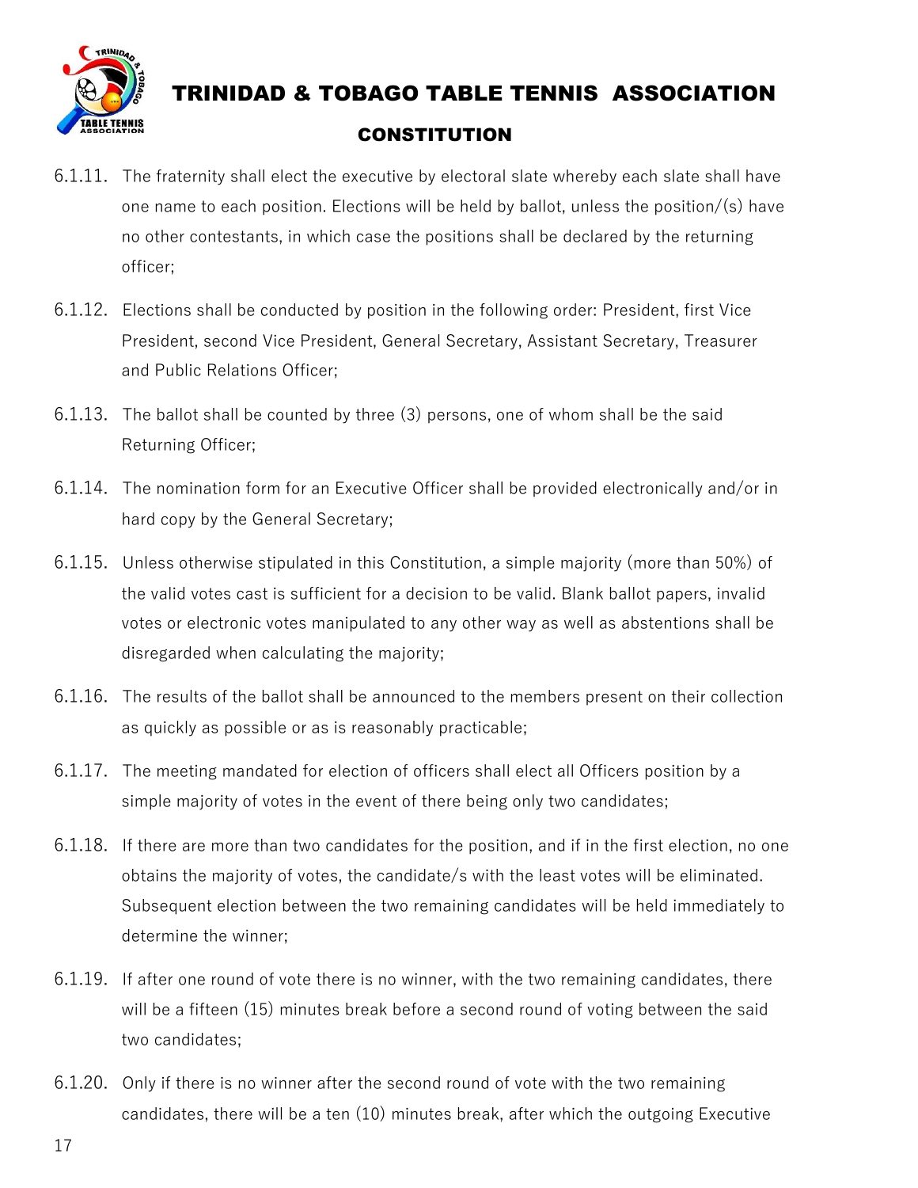6.1.11. The fraternity shall elect the executive by electoral slate whereby each slate shall have one name to each position. Elections will be held by ballot, unless the position/(s) have no other contestants, in which case the positions shall be declared by the returning officer;

6.1.12. Elections shall be conducted by position in the following order: President, first Vice President, second Vice President, General Secretary, Assistant Secretary, Treasurer and Public Relations Officer;

6.1.13. The ballot shall be counted by three (3) persons, one of whom shall be the said Returning Officer;

6.1.14. The nomination form for an Executive Officer shall be provided electronically and/or in hard copy by the General Secretary;

6.1.15. Unless otherwise stipulated in this Constitution, a simple majority (more than 50%) of the valid votes cast is sufficient for a decision to be valid. Blank ballot papers, invalid votes or electronic votes manipulated to any other way as well as abstentions shall be disregarded when calculating the majority;

6.1.16. The results of the ballot shall be announced to the members present on their collection as quickly as possible or as is reasonably practicable;

6.1.17. The meeting mandated for election of officers shall elect all Officers position by a simple majority of votes in the event of there being only two candidates;

6.1.18. If there are more than two candidates for the position, and if in the first election, no one obtains the majority of votes, the candidate/s with the least votes will be eliminated. Subsequent election between the two remaining candidates will be held immediately to determine the winner;

6.1.19. If after one round of vote there is no winner, with the two remaining candidates, there will be a fifteen (15) minutes break before a second round of voting between the said two candidates;

6.1.20. Only if there is no winner after the second round of vote with the two remaining candidates, there will be a ten (10) minutes break, after which the outgoing Executive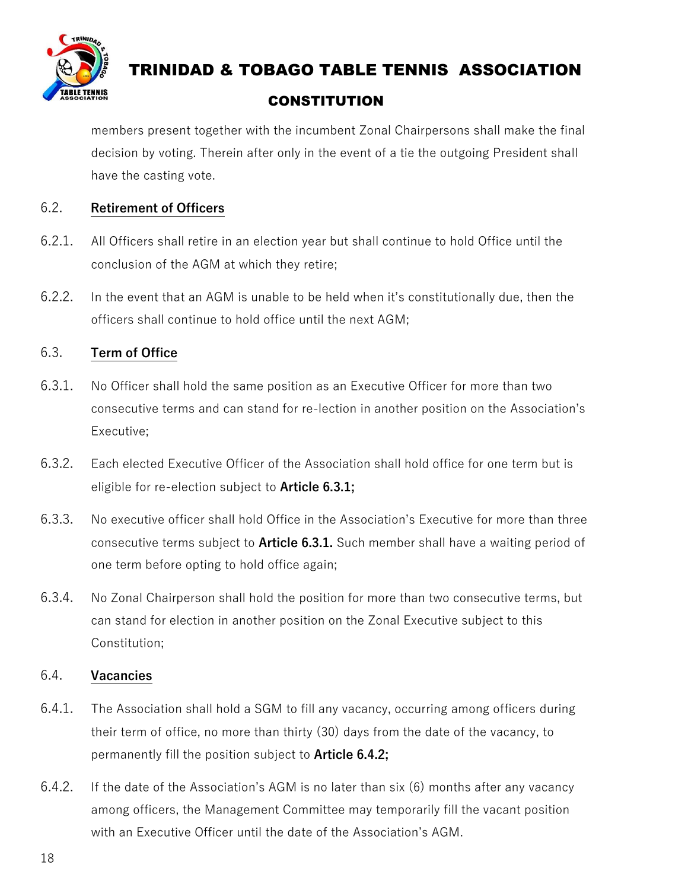members present together with the incumbent Zonal Chairpersons shall make the final decision by voting. Therein after only in the event of a tie the outgoing President shall have the casting vote.

6.2. **Retirement of Officers**

6.2.1. All Officers shall retire in an election year but shall continue to hold Office until the conclusion of the AGM at which they retire;

6.2.2. In the event that an AGM is unable to be held when it's constitutionally due, then the officers shall continue to hold office until the next AGM;

6.3. **Term of Office**

6.3.1. No Officer shall hold the same position as an Executive Officer for more than two consecutive terms and can stand for re-lection in another position on the Association's Executive;

6.3.2. Each elected Executive Officer of the Association shall hold office for one term but is eligible for re-election subject to **Article 6.3.1;**

6.3.3. No executive officer shall hold Office in the Association's Executive for more than three consecutive terms subject to **Article 6.3.1.** Such member shall have a waiting period of one term before opting to hold office again;

6.3.4. No Zonal Chairperson shall hold the position for more than two consecutive terms, but can stand for election in another position on the Zonal Executive subject to this Constitution;

6.4. **Vacancies**

6.4.1. The Association shall hold a SGM to fill any vacancy, occurring among officers during their term of office, no more than thirty (30) days from the date of the vacancy, to permanently fill the position subject to **Article 6.4.2;**

6.4.2. If the date of the Association's AGM is no later than six (6) months after any vacancy among officers, the Management Committee may temporarily fill the vacant position with an Executive Officer until the date of the Association's AGM.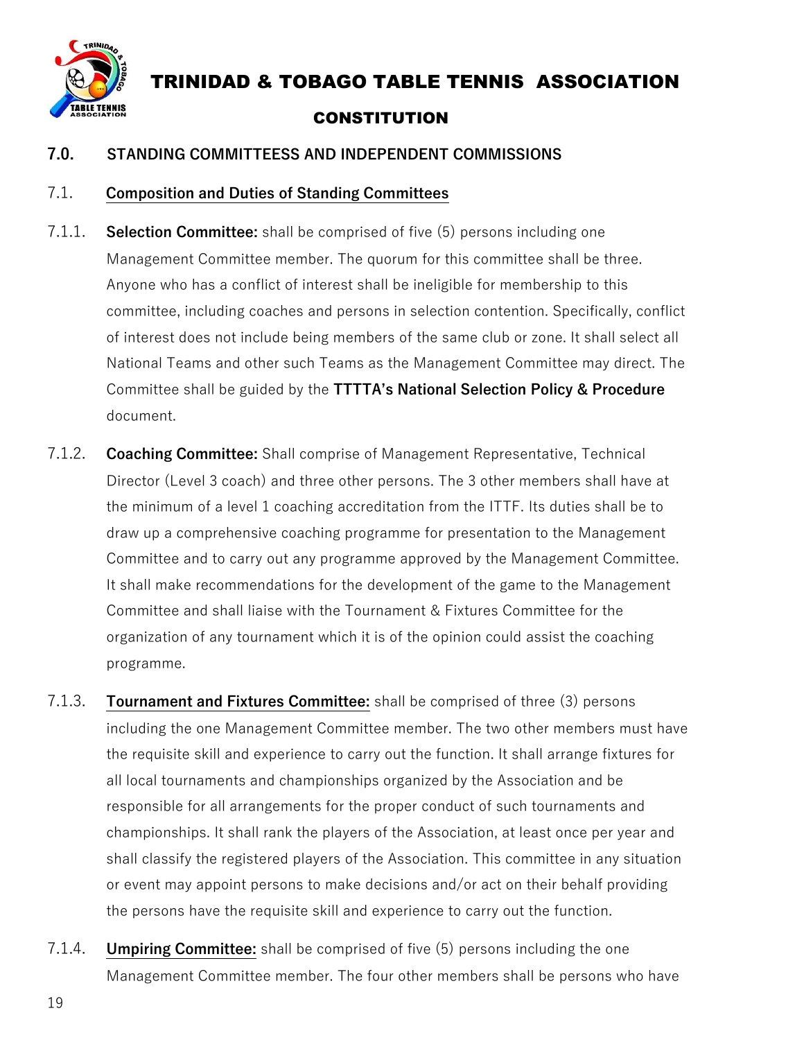## 7.0. STANDING COMMITTEESS AND INDEPENDENT COMMISSIONS

### 7.1. Composition and Duties of Standing Committees

7.1.1. **Selection Committee:** shall be comprised of five (5) persons including one Management Committee member. The quorum for this committee shall be three. Anyone who has a conflict of interest shall be ineligible for membership to this committee, including coaches and persons in selection contention. Specifically, conflict of interest does not include being members of the same club or zone. It shall select all National Teams and other such Teams as the Management Committee may direct. The Committee shall be guided by the **TTTTA's National Selection Policy & Procedure** document.

7.1.2. **Coaching Committee:** Shall comprise of Management Representative, Technical Director (Level 3 coach) and three other persons. The 3 other members shall have at the minimum of a level 1 coaching accreditation from the ITTF. Its duties shall be to draw up a comprehensive coaching programme for presentation to the Management Committee and to carry out any programme approved by the Management Committee. It shall make recommendations for the development of the game to the Management Committee and shall liaise with the Tournament & Fixtures Committee for the organization of any tournament which it is of the opinion could assist the coaching programme.

7.1.3. **Tournament and Fixtures Committee:** shall be comprised of three (3) persons including the one Management Committee member. The two other members must have the requisite skill and experience to carry out the function. It shall arrange fixtures for all local tournaments and championships organized by the Association and be responsible for all arrangements for the proper conduct of such tournaments and championships. It shall rank the players of the Association, at least once per year and shall classify the registered players of the Association. This committee in any situation or event may appoint persons to make decisions and/or act on their behalf providing the persons have the requisite skill and experience to carry out the function.

7.1.4. **Umpiring Committee:** shall be comprised of five (5) persons including the one Management Committee member. The four other members shall be persons who have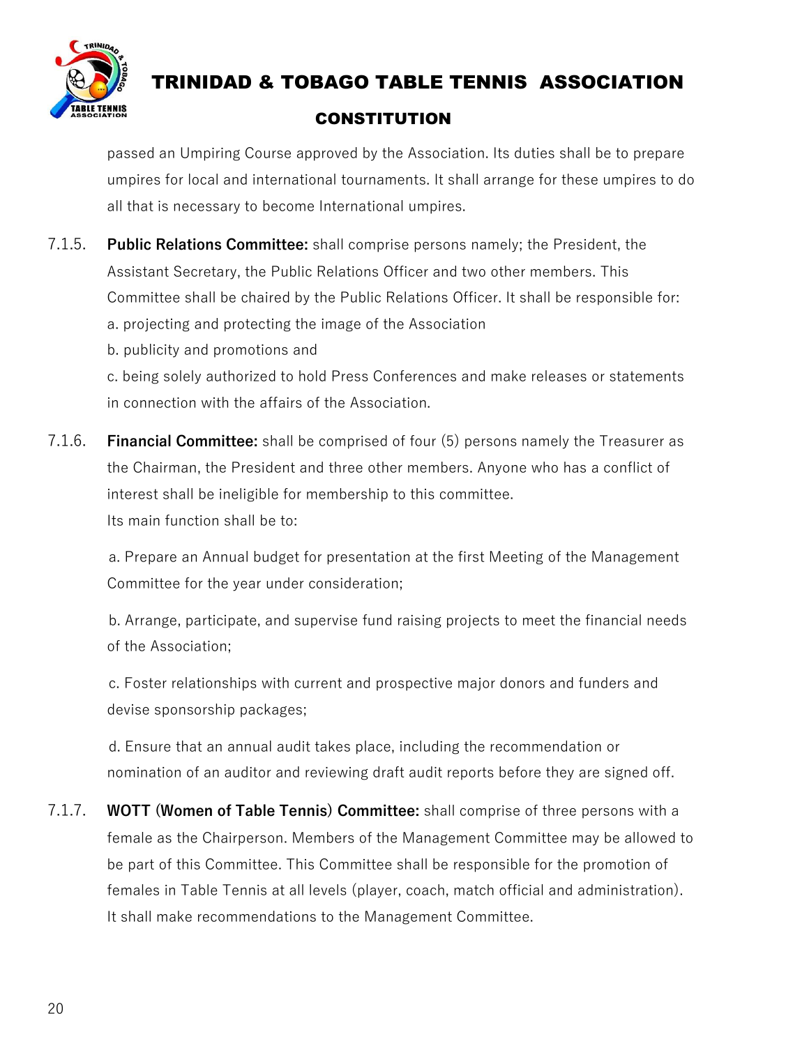passed an Umpiring Course approved by the Association. Its duties shall be to prepare umpires for local and international tournaments. It shall arrange for these umpires to do all that is necessary to become International umpires.

7.1.5. **Public Relations Committee:** shall comprise persons namely; the President, the Assistant Secretary, the Public Relations Officer and two other members. This Committee shall be chaired by the Public Relations Officer. It shall be responsible for:

a. projecting and protecting the image of the Association

b. publicity and promotions and

c. being solely authorized to hold Press Conferences and make releases or statements in connection with the affairs of the Association.

7.1.6. **Financial Committee:** shall be comprised of four (5) persons namely the Treasurer as the Chairman, the President and three other members. Anyone who has a conflict of interest shall be ineligible for membership to this committee.

Its main function shall be to:

a. Prepare an Annual budget for presentation at the first Meeting of the Management Committee for the year under consideration;

b. Arrange, participate, and supervise fund raising projects to meet the financial needs of the Association;

c. Foster relationships with current and prospective major donors and funders and devise sponsorship packages;

d. Ensure that an annual audit takes place, including the recommendation or nomination of an auditor and reviewing draft audit reports before they are signed off.

7.1.7. **WOTT (Women of Table Tennis) Committee:** shall comprise of three persons with a female as the Chairperson. Members of the Management Committee may be allowed to be part of this Committee. This Committee shall be responsible for the promotion of females in Table Tennis at all levels (player, coach, match official and administration). It shall make recommendations to the Management Committee.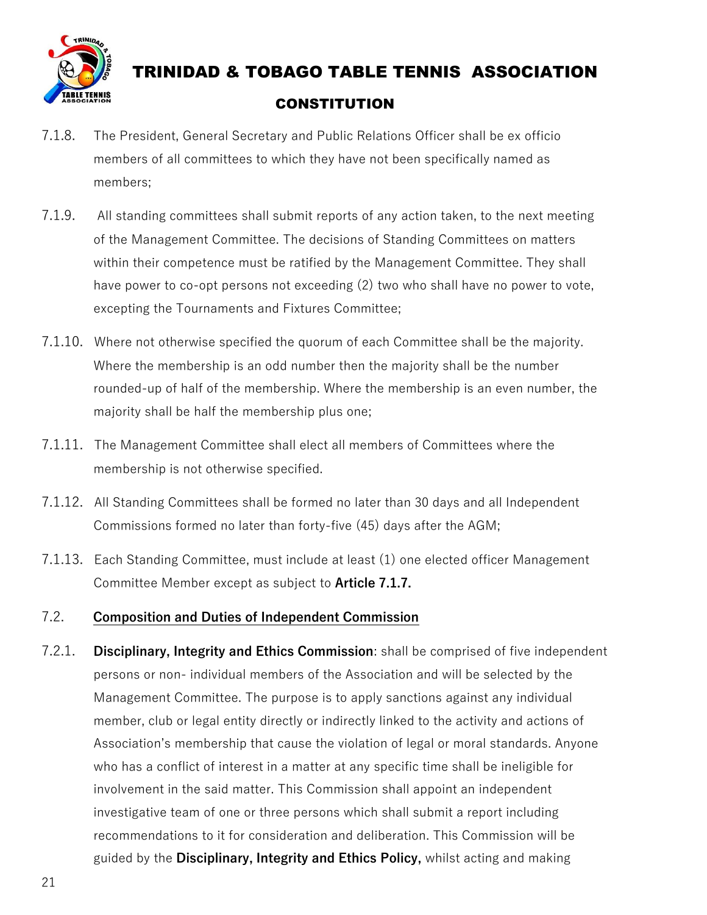7.1.8. The President, General Secretary and Public Relations Officer shall be ex officio members of all committees to which they have not been specifically named as members;

7.1.9. All standing committees shall submit reports of any action taken, to the next meeting of the Management Committee. The decisions of Standing Committees on matters within their competence must be ratified by the Management Committee. They shall have power to co-opt persons not exceeding (2) two who shall have no power to vote, excepting the Tournaments and Fixtures Committee;

7.1.10. Where not otherwise specified the quorum of each Committee shall be the majority. Where the membership is an odd number then the majority shall be the number rounded-up of half of the membership. Where the membership is an even number, the majority shall be half the membership plus one;

7.1.11. The Management Committee shall elect all members of Committees where the membership is not otherwise specified.

7.1.12. All Standing Committees shall be formed no later than 30 days and all Independent Commissions formed no later than forty-five (45) days after the AGM;

7.1.13. Each Standing Committee, must include at least (1) one elected officer Management Committee Member except as subject to **Article 7.1.7.**

## 7.2. Composition and Duties of Independent Commission

7.2.1. **Disciplinary, Integrity and Ethics Commission**: shall be comprised of five independent persons or non- individual members of the Association and will be selected by the Management Committee. The purpose is to apply sanctions against any individual member, club or legal entity directly or indirectly linked to the activity and actions of Association's membership that cause the violation of legal or moral standards. Anyone who has a conflict of interest in a matter at any specific time shall be ineligible for involvement in the said matter. This Commission shall appoint an independent investigative team of one or three persons which shall submit a report including recommendations to it for consideration and deliberation. This Commission will be guided by the **Disciplinary, Integrity and Ethics Policy,** whilst acting and making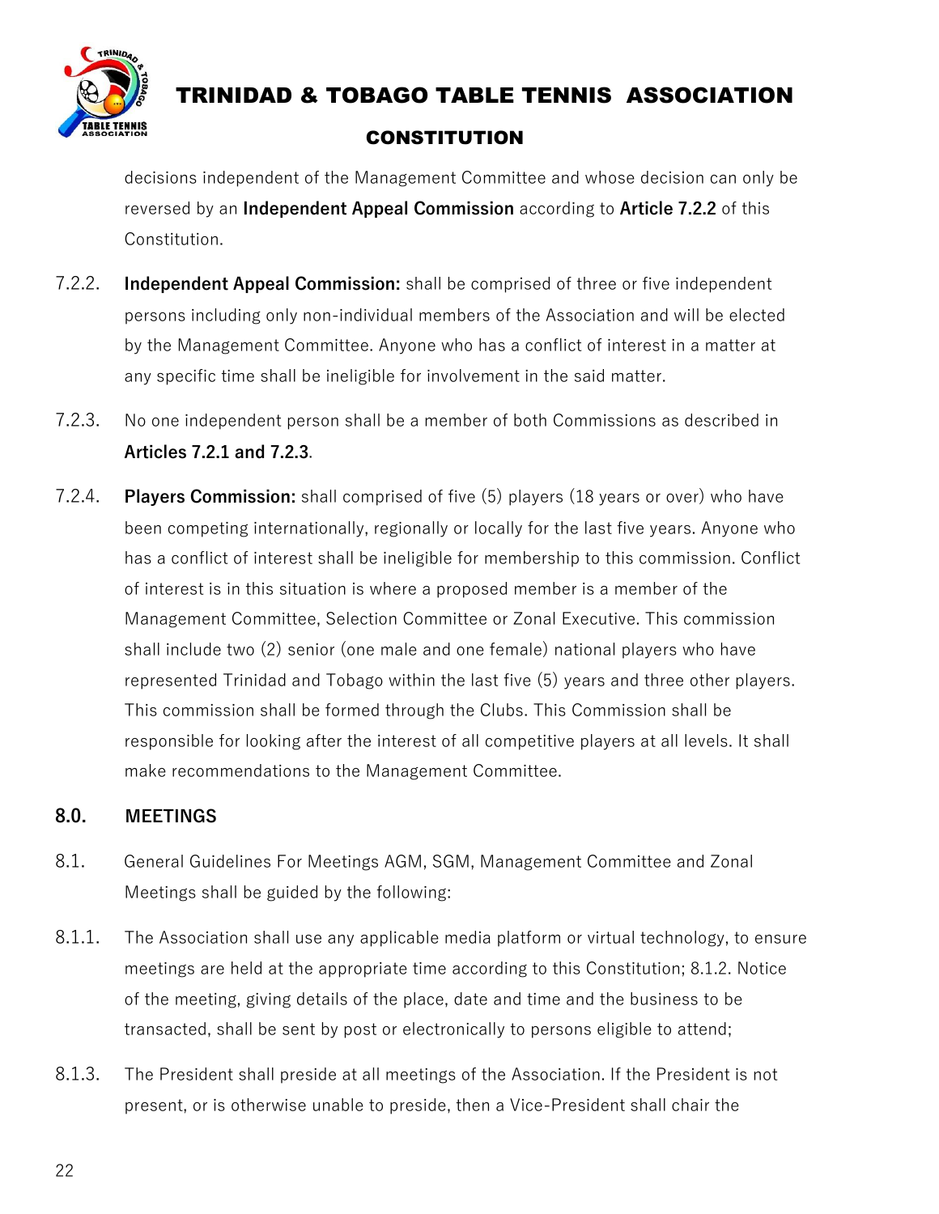decisions independent of the Management Committee and whose decision can only be reversed by an **Independent Appeal Commission** according to **Article 7.2.2** of this Constitution.

7.2.2. **Independent Appeal Commission:** shall be comprised of three or five independent persons including only non-individual members of the Association and will be elected by the Management Committee. Anyone who has a conflict of interest in a matter at any specific time shall be ineligible for involvement in the said matter.

7.2.3. No one independent person shall be a member of both Commissions as described in **Articles 7.2.1 and 7.2.3**.

7.2.4. **Players Commission:** shall comprised of five (5) players (18 years or over) who have been competing internationally, regionally or locally for the last five years. Anyone who has a conflict of interest shall be ineligible for membership to this commission. Conflict of interest is in this situation is where a proposed member is a member of the Management Committee, Selection Committee or Zonal Executive. This commission shall include two (2) senior (one male and one female) national players who have represented Trinidad and Tobago within the last five (5) years and three other players. This commission shall be formed through the Clubs. This Commission shall be responsible for looking after the interest of all competitive players at all levels. It shall make recommendations to the Management Committee.

## 8.0. MEETINGS

8.1. General Guidelines For Meetings AGM, SGM, Management Committee and Zonal Meetings shall be guided by the following:

8.1.1. The Association shall use any applicable media platform or virtual technology, to ensure meetings are held at the appropriate time according to this Constitution; 8.1.2. Notice of the meeting, giving details of the place, date and time and the business to be transacted, shall be sent by post or electronically to persons eligible to attend;

8.1.3. The President shall preside at all meetings of the Association. If the President is not present, or is otherwise unable to preside, then a Vice-President shall chair the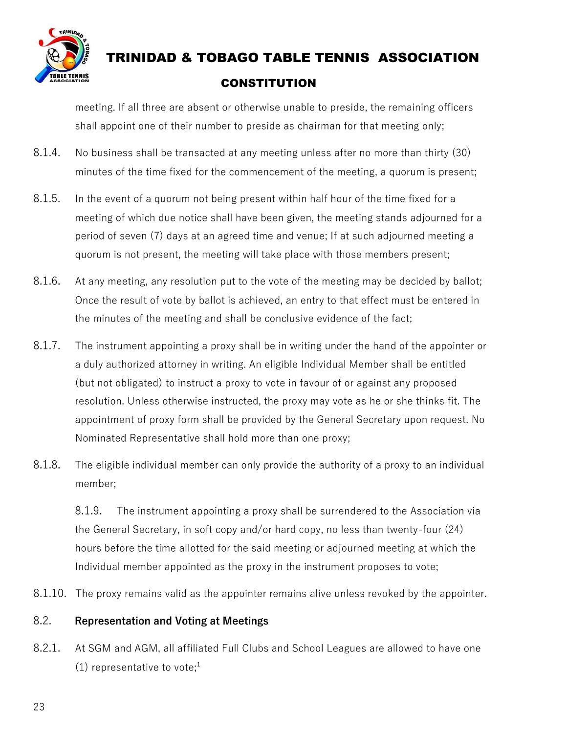meeting. If all three are absent or otherwise unable to preside, the remaining officers shall appoint one of their number to preside as chairman for that meeting only;

8.1.4. No business shall be transacted at any meeting unless after no more than thirty (30) minutes of the time fixed for the commencement of the meeting, a quorum is present;

8.1.5. In the event of a quorum not being present within half hour of the time fixed for a meeting of which due notice shall have been given, the meeting stands adjourned for a period of seven (7) days at an agreed time and venue; If at such adjourned meeting a quorum is not present, the meeting will take place with those members present;

8.1.6. At any meeting, any resolution put to the vote of the meeting may be decided by ballot; Once the result of vote by ballot is achieved, an entry to that effect must be entered in the minutes of the meeting and shall be conclusive evidence of the fact;

8.1.7. The instrument appointing a proxy shall be in writing under the hand of the appointer or a duly authorized attorney in writing. An eligible Individual Member shall be entitled (but not obligated) to instruct a proxy to vote in favour of or against any proposed resolution. Unless otherwise instructed, the proxy may vote as he or she thinks fit. The appointment of proxy form shall be provided by the General Secretary upon request. No Nominated Representative shall hold more than one proxy;

8.1.8. The eligible individual member can only provide the authority of a proxy to an individual member;

8.1.9. The instrument appointing a proxy shall be surrendered to the Association via the General Secretary, in soft copy and/or hard copy, no less than twenty-four (24) hours before the time allotted for the said meeting or adjourned meeting at which the Individual member appointed as the proxy in the instrument proposes to vote;

8.1.10. The proxy remains valid as the appointer remains alive unless revoked by the appointer.

## 8.2. Representation and Voting at Meetings

8.2.1. At SGM and AGM, all affiliated Full Clubs and School Leagues are allowed to have one (1) representative to vote;[1]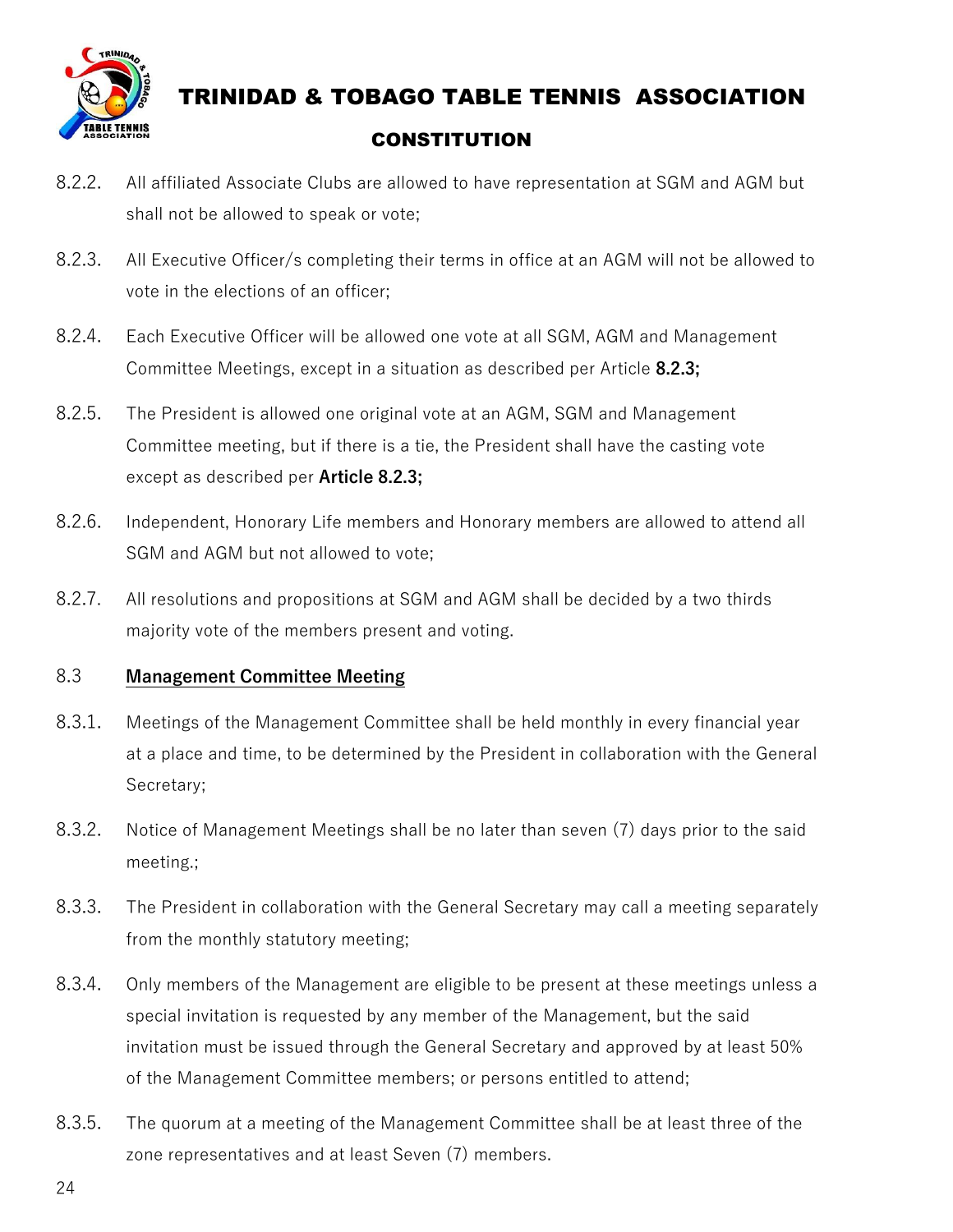8.2.2. All affiliated Associate Clubs are allowed to have representation at SGM and AGM but shall not be allowed to speak or vote;

8.2.3. All Executive Officer/s completing their terms in office at an AGM will not be allowed to vote in the elections of an officer;

8.2.4. Each Executive Officer will be allowed one vote at all SGM, AGM and Management Committee Meetings, except in a situation as described per Article **8.2.3;**

8.2.5. The President is allowed one original vote at an AGM, SGM and Management Committee meeting, but if there is a tie, the President shall have the casting vote except as described per **Article 8.2.3;**

8.2.6. Independent, Honorary Life members and Honorary members are allowed to attend all SGM and AGM but not allowed to vote;

8.2.7. All resolutions and propositions at SGM and AGM shall be decided by a two thirds majority vote of the members present and voting.

8.3 <u>**Management Committee Meeting**</u>

8.3.1. Meetings of the Management Committee shall be held monthly in every financial year at a place and time, to be determined by the President in collaboration with the General Secretary;

8.3.2. Notice of Management Meetings shall be no later than seven (7) days prior to the said meeting.;

8.3.3. The President in collaboration with the General Secretary may call a meeting separately from the monthly statutory meeting;

8.3.4. Only members of the Management are eligible to be present at these meetings unless a special invitation is requested by any member of the Management, but the said invitation must be issued through the General Secretary and approved by at least 50% of the Management Committee members; or persons entitled to attend;

8.3.5. The quorum at a meeting of the Management Committee shall be at least three of the zone representatives and at least Seven (7) members.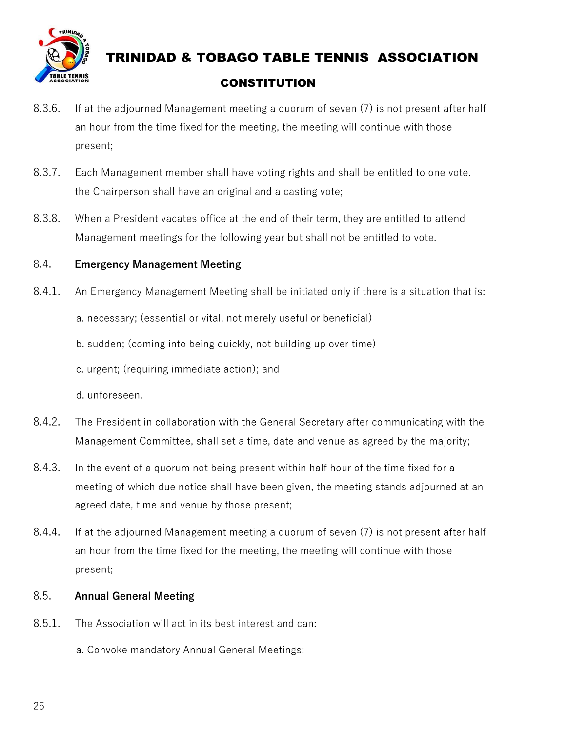8.3.6. If at the adjourned Management meeting a quorum of seven (7) is not present after half an hour from the time fixed for the meeting, the meeting will continue with those present;

8.3.7. Each Management member shall have voting rights and shall be entitled to one vote. the Chairperson shall have an original and a casting vote;

8.3.8. When a President vacates office at the end of their term, they are entitled to attend Management meetings for the following year but shall not be entitled to vote.

8.4. <u>**Emergency Management Meeting**</u>

8.4.1. An Emergency Management Meeting shall be initiated only if there is a situation that is:

a. necessary; (essential or vital, not merely useful or beneficial)

b. sudden; (coming into being quickly, not building up over time)

c. urgent; (requiring immediate action); and

d. unforeseen.

8.4.2. The President in collaboration with the General Secretary after communicating with the Management Committee, shall set a time, date and venue as agreed by the majority;

8.4.3. In the event of a quorum not being present within half hour of the time fixed for a meeting of which due notice shall have been given, the meeting stands adjourned at an agreed date, time and venue by those present;

8.4.4. If at the adjourned Management meeting a quorum of seven (7) is not present after half an hour from the time fixed for the meeting, the meeting will continue with those present;

8.5. <u>**Annual General Meeting**</u>

8.5.1. The Association will act in its best interest and can:

a. Convoke mandatory Annual General Meetings;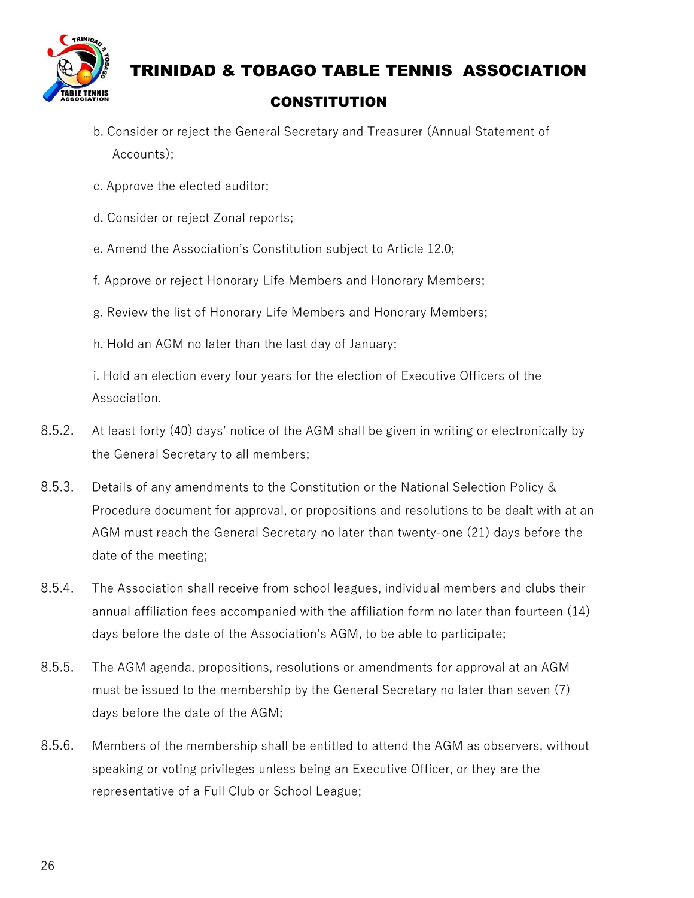b. Consider or reject the General Secretary and Treasurer (Annual Statement of Accounts);

c. Approve the elected auditor;

d. Consider or reject Zonal reports;

e. Amend the Association's Constitution subject to Article 12.0;

f. Approve or reject Honorary Life Members and Honorary Members;

g. Review the list of Honorary Life Members and Honorary Members;

h. Hold an AGM no later than the last day of January;

i. Hold an election every four years for the election of Executive Officers of the Association.

8.5.2. At least forty (40) days' notice of the AGM shall be given in writing or electronically by the General Secretary to all members;

8.5.3. Details of any amendments to the Constitution or the National Selection Policy & Procedure document for approval, or propositions and resolutions to be dealt with at an AGM must reach the General Secretary no later than twenty-one (21) days before the date of the meeting;

8.5.4. The Association shall receive from school leagues, individual members and clubs their annual affiliation fees accompanied with the affiliation form no later than fourteen (14) days before the date of the Association's AGM, to be able to participate;

8.5.5. The AGM agenda, propositions, resolutions or amendments for approval at an AGM must be issued to the membership by the General Secretary no later than seven (7) days before the date of the AGM;

8.5.6. Members of the membership shall be entitled to attend the AGM as observers, without speaking or voting privileges unless being an Executive Officer, or they are the representative of a Full Club or School League;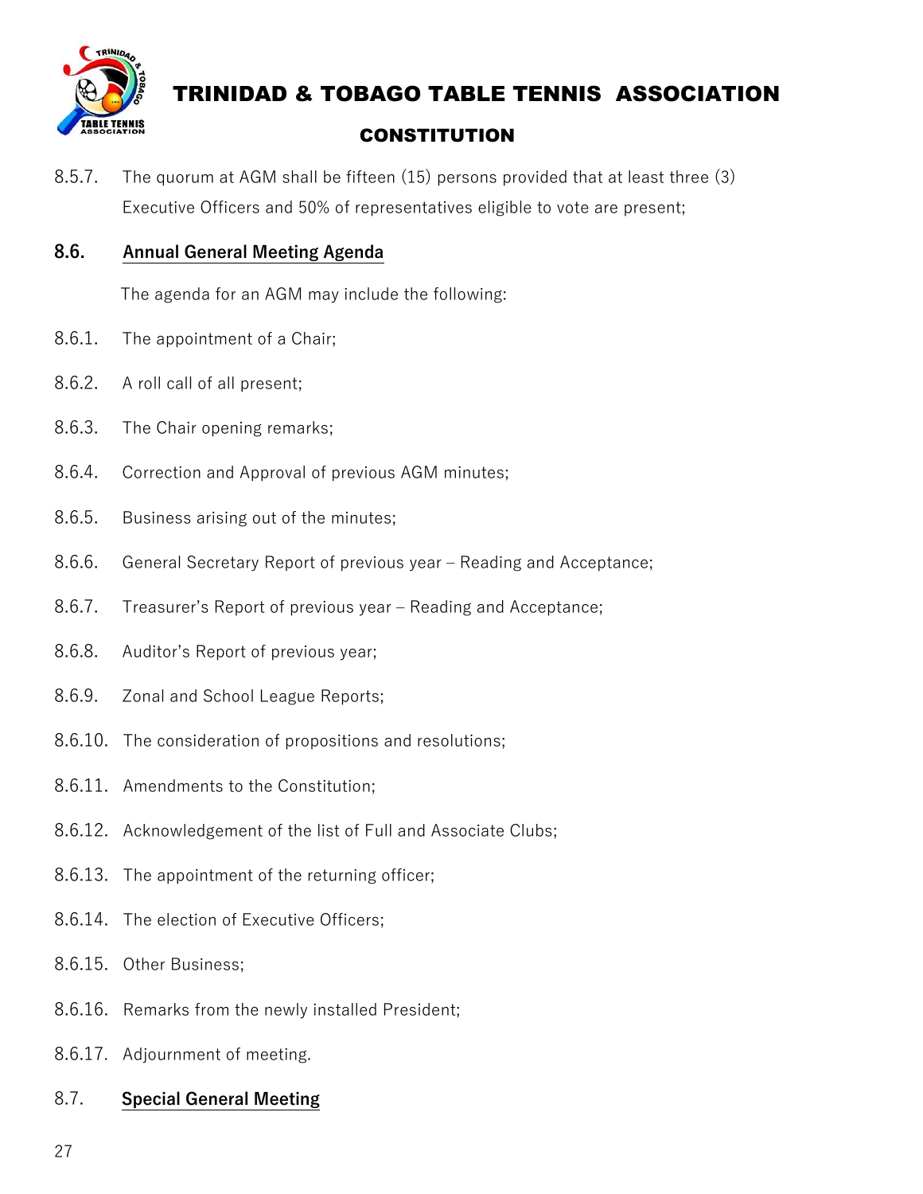8.5.7. The quorum at AGM shall be fifteen (15) persons provided that at least three (3) Executive Officers and 50% of representatives eligible to vote are present;

### 8.6. Annual General Meeting Agenda

The agenda for an AGM may include the following:

8.6.1. The appointment of a Chair;

8.6.2. A roll call of all present;

8.6.3. The Chair opening remarks;

8.6.4. Correction and Approval of previous AGM minutes;

8.6.5. Business arising out of the minutes;

8.6.6. General Secretary Report of previous year – Reading and Acceptance;

8.6.7. Treasurer's Report of previous year – Reading and Acceptance;

8.6.8. Auditor's Report of previous year;

8.6.9. Zonal and School League Reports;

8.6.10. The consideration of propositions and resolutions;

8.6.11. Amendments to the Constitution;

8.6.12. Acknowledgement of the list of Full and Associate Clubs;

8.6.13. The appointment of the returning officer;

8.6.14. The election of Executive Officers;

8.6.15. Other Business;

8.6.16. Remarks from the newly installed President;

8.6.17. Adjournment of meeting.

### 8.7. Special General Meeting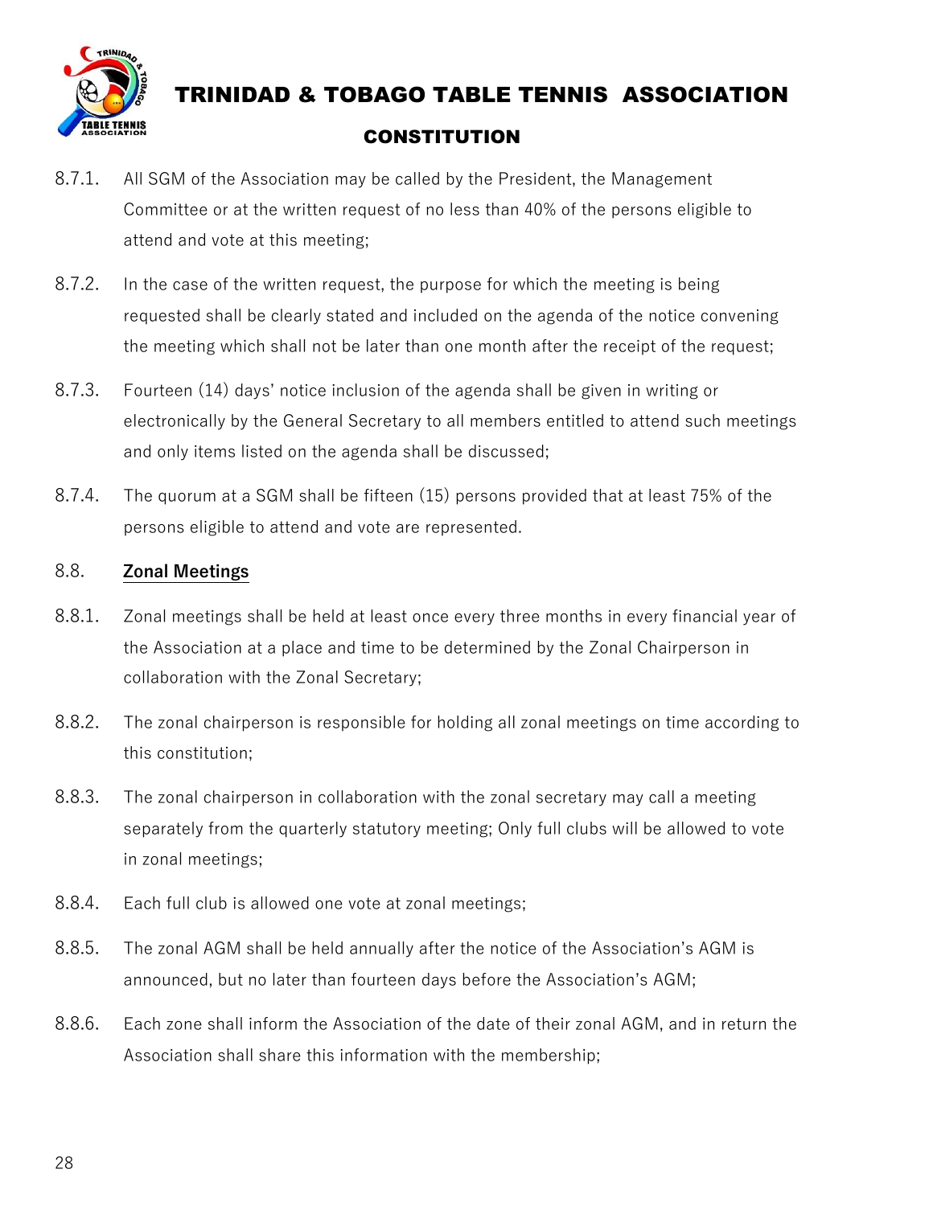8.7.1. All SGM of the Association may be called by the President, the Management Committee or at the written request of no less than 40% of the persons eligible to attend and vote at this meeting;

8.7.2. In the case of the written request, the purpose for which the meeting is being requested shall be clearly stated and included on the agenda of the notice convening the meeting which shall not be later than one month after the receipt of the request;

8.7.3. Fourteen (14) days' notice inclusion of the agenda shall be given in writing or electronically by the General Secretary to all members entitled to attend such meetings and only items listed on the agenda shall be discussed;

8.7.4. The quorum at a SGM shall be fifteen (15) persons provided that at least 75% of the persons eligible to attend and vote are represented.

8.8. <u>**Zonal Meetings**</u>

8.8.1. Zonal meetings shall be held at least once every three months in every financial year of the Association at a place and time to be determined by the Zonal Chairperson in collaboration with the Zonal Secretary;

8.8.2. The zonal chairperson is responsible for holding all zonal meetings on time according to this constitution;

8.8.3. The zonal chairperson in collaboration with the zonal secretary may call a meeting separately from the quarterly statutory meeting; Only full clubs will be allowed to vote in zonal meetings;

8.8.4. Each full club is allowed one vote at zonal meetings;

8.8.5. The zonal AGM shall be held annually after the notice of the Association's AGM is announced, but no later than fourteen days before the Association's AGM;

8.8.6. Each zone shall inform the Association of the date of their zonal AGM, and in return the Association shall share this information with the membership;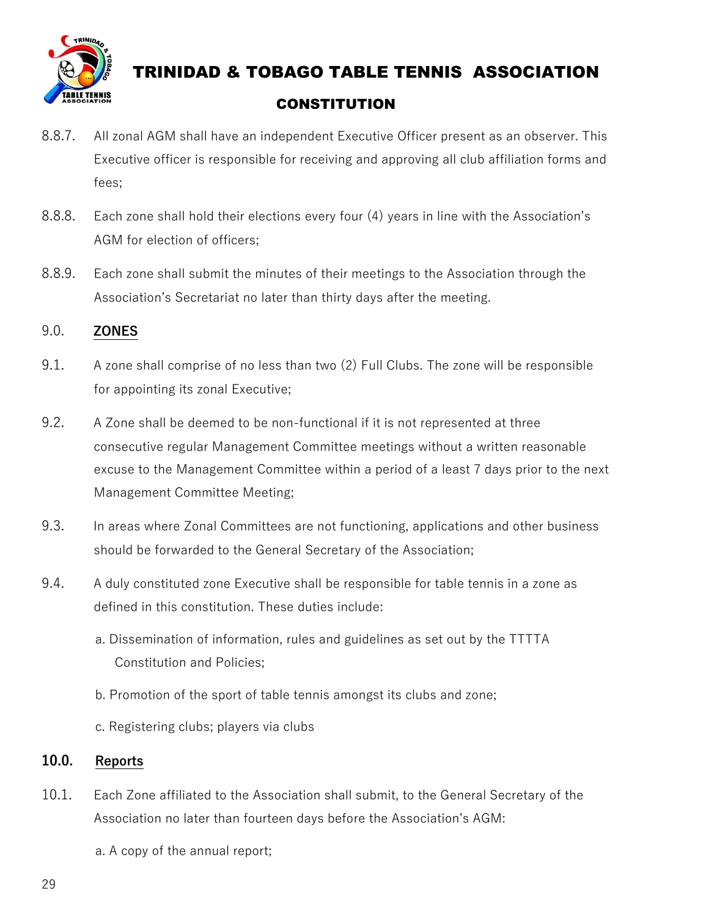8.8.7. All zonal AGM shall have an independent Executive Officer present as an observer. This Executive officer is responsible for receiving and approving all club affiliation forms and fees;

8.8.8. Each zone shall hold their elections every four (4) years in line with the Association's AGM for election of officers;

8.8.9. Each zone shall submit the minutes of their meetings to the Association through the Association's Secretariat no later than thirty days after the meeting.

## 9.0. ZONES

9.1. A zone shall comprise of no less than two (2) Full Clubs. The zone will be responsible for appointing its zonal Executive;

9.2. A Zone shall be deemed to be non-functional if it is not represented at three consecutive regular Management Committee meetings without a written reasonable excuse to the Management Committee within a period of a least 7 days prior to the next Management Committee Meeting;

9.3. In areas where Zonal Committees are not functioning, applications and other business should be forwarded to the General Secretary of the Association;

9.4. A duly constituted zone Executive shall be responsible for table tennis in a zone as defined in this constitution. These duties include:

a. Dissemination of information, rules and guidelines as set out by the TTTTA Constitution and Policies;

b. Promotion of the sport of table tennis amongst its clubs and zone;

c. Registering clubs; players via clubs

## 10.0. Reports

10.1. Each Zone affiliated to the Association shall submit, to the General Secretary of the Association no later than fourteen days before the Association's AGM:

a. A copy of the annual report;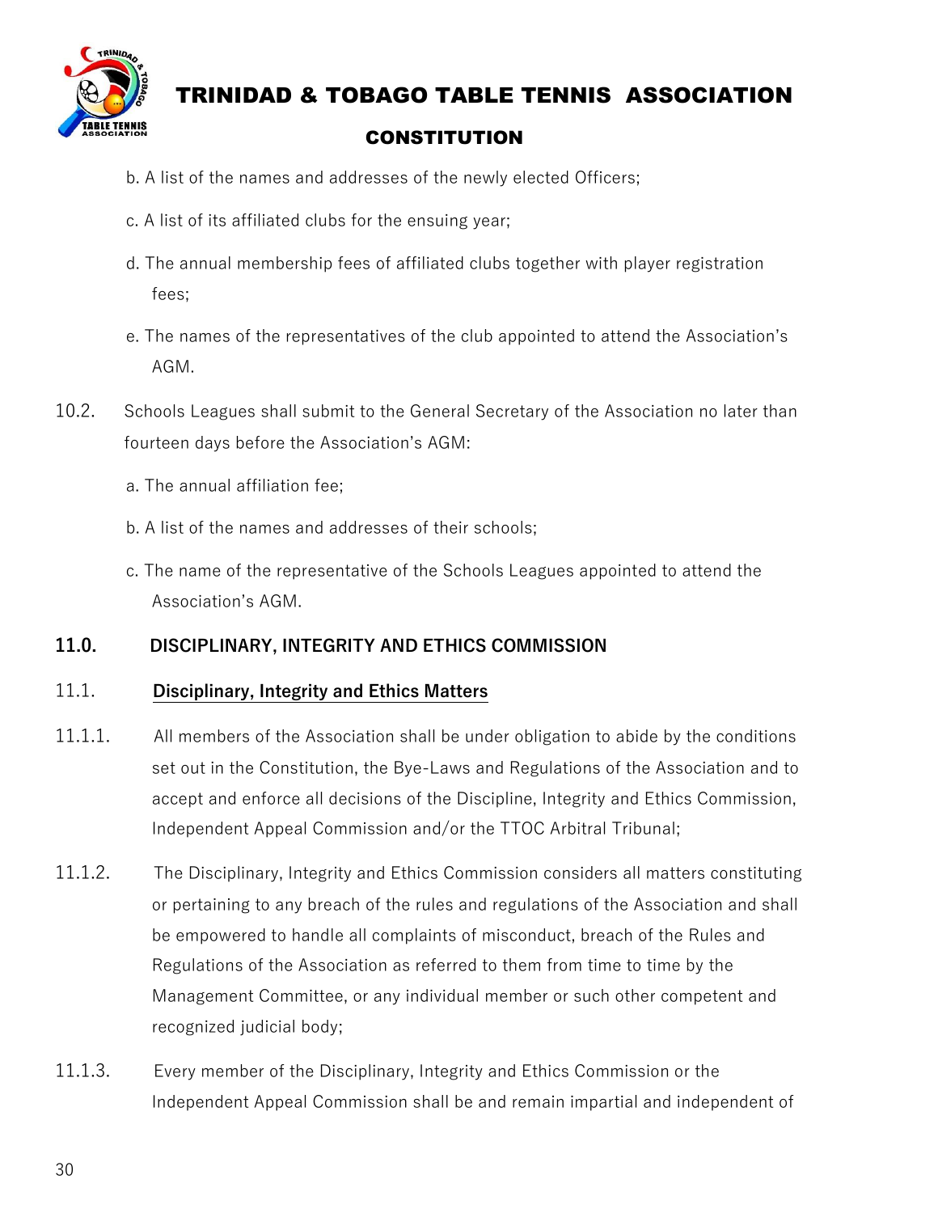b. A list of the names and addresses of the newly elected Officers;

c. A list of its affiliated clubs for the ensuing year;

d. The annual membership fees of affiliated clubs together with player registration fees;

e. The names of the representatives of the club appointed to attend the Association's AGM.

10.2. Schools Leagues shall submit to the General Secretary of the Association no later than fourteen days before the Association's AGM:

a. The annual affiliation fee;

b. A list of the names and addresses of their schools;

c. The name of the representative of the Schools Leagues appointed to attend the Association's AGM.

## 11.0. DISCIPLINARY, INTEGRITY AND ETHICS COMMISSION

### 11.1. <u>Disciplinary, Integrity and Ethics Matters</u>

11.1.1. All members of the Association shall be under obligation to abide by the conditions set out in the Constitution, the Bye-Laws and Regulations of the Association and to accept and enforce all decisions of the Discipline, Integrity and Ethics Commission, Independent Appeal Commission and/or the TTOC Arbitral Tribunal;

11.1.2. The Disciplinary, Integrity and Ethics Commission considers all matters constituting or pertaining to any breach of the rules and regulations of the Association and shall be empowered to handle all complaints of misconduct, breach of the Rules and Regulations of the Association as referred to them from time to time by the Management Committee, or any individual member or such other competent and recognized judicial body;

11.1.3. Every member of the Disciplinary, Integrity and Ethics Commission or the Independent Appeal Commission shall be and remain impartial and independent of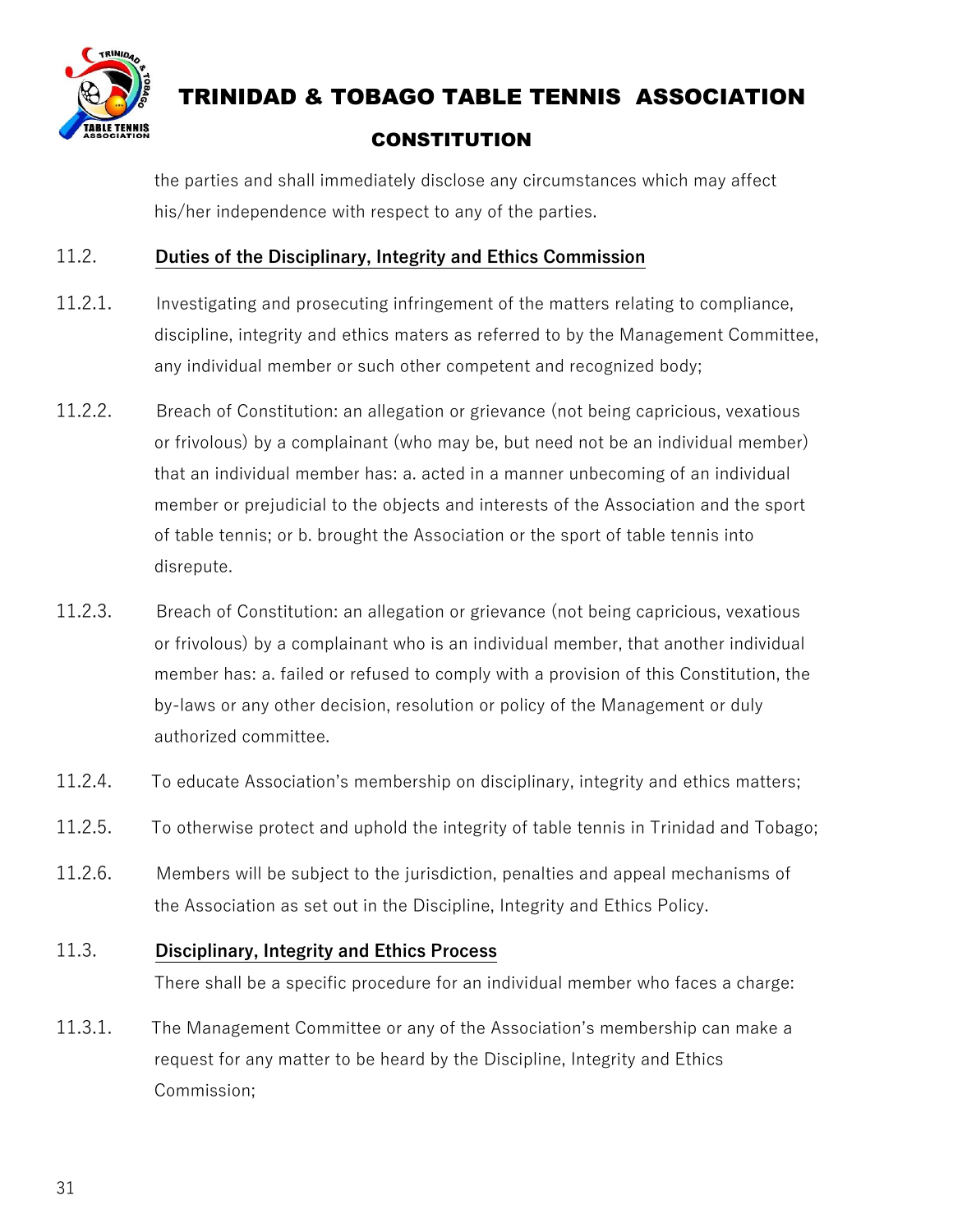the parties and shall immediately disclose any circumstances which may affect his/her independence with respect to any of the parties.

11.2. **Duties of the Disciplinary, Integrity and Ethics Commission**

11.2.1. Investigating and prosecuting infringement of the matters relating to compliance, discipline, integrity and ethics maters as referred to by the Management Committee, any individual member or such other competent and recognized body;

11.2.2. Breach of Constitution: an allegation or grievance (not being capricious, vexatious or frivolous) by a complainant (who may be, but need not be an individual member) that an individual member has: a. acted in a manner unbecoming of an individual member or prejudicial to the objects and interests of the Association and the sport of table tennis; or b. brought the Association or the sport of table tennis into disrepute.

11.2.3. Breach of Constitution: an allegation or grievance (not being capricious, vexatious or frivolous) by a complainant who is an individual member, that another individual member has: a. failed or refused to comply with a provision of this Constitution, the by-laws or any other decision, resolution or policy of the Management or duly authorized committee.

11.2.4. To educate Association's membership on disciplinary, integrity and ethics matters;

11.2.5. To otherwise protect and uphold the integrity of table tennis in Trinidad and Tobago;

11.2.6. Members will be subject to the jurisdiction, penalties and appeal mechanisms of the Association as set out in the Discipline, Integrity and Ethics Policy.

11.3. **Disciplinary, Integrity and Ethics Process**

There shall be a specific procedure for an individual member who faces a charge:

11.3.1. The Management Committee or any of the Association's membership can make a request for any matter to be heard by the Discipline, Integrity and Ethics Commission;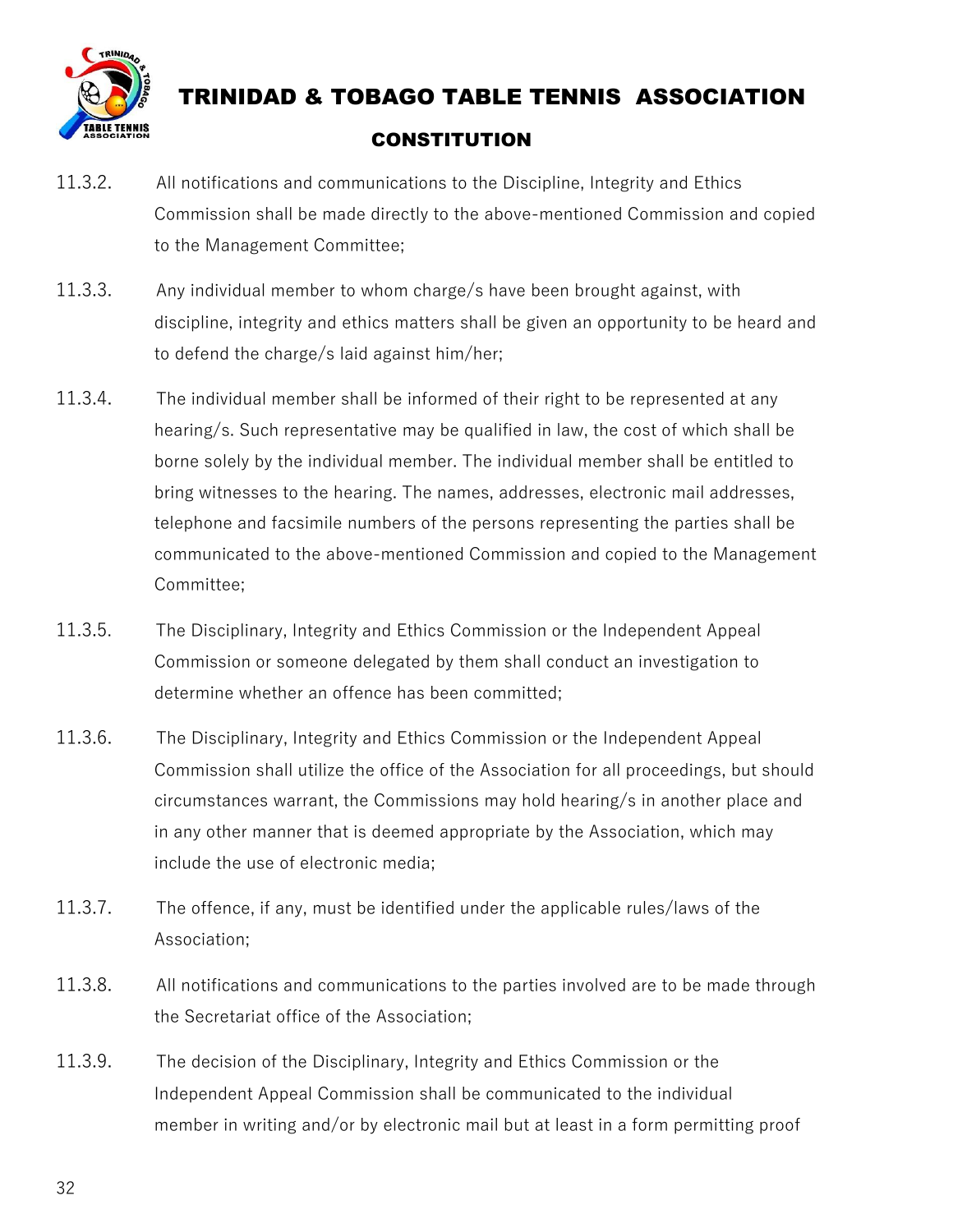11.3.2. All notifications and communications to the Discipline, Integrity and Ethics Commission shall be made directly to the above-mentioned Commission and copied to the Management Committee;

11.3.3. Any individual member to whom charge/s have been brought against, with discipline, integrity and ethics matters shall be given an opportunity to be heard and to defend the charge/s laid against him/her;

11.3.4. The individual member shall be informed of their right to be represented at any hearing/s. Such representative may be qualified in law, the cost of which shall be borne solely by the individual member. The individual member shall be entitled to bring witnesses to the hearing. The names, addresses, electronic mail addresses, telephone and facsimile numbers of the persons representing the parties shall be communicated to the above-mentioned Commission and copied to the Management Committee;

11.3.5. The Disciplinary, Integrity and Ethics Commission or the Independent Appeal Commission or someone delegated by them shall conduct an investigation to determine whether an offence has been committed;

11.3.6. The Disciplinary, Integrity and Ethics Commission or the Independent Appeal Commission shall utilize the office of the Association for all proceedings, but should circumstances warrant, the Commissions may hold hearing/s in another place and in any other manner that is deemed appropriate by the Association, which may include the use of electronic media;

11.3.7. The offence, if any, must be identified under the applicable rules/laws of the Association;

11.3.8. All notifications and communications to the parties involved are to be made through the Secretariat office of the Association;

11.3.9. The decision of the Disciplinary, Integrity and Ethics Commission or the Independent Appeal Commission shall be communicated to the individual member in writing and/or by electronic mail but at least in a form permitting proof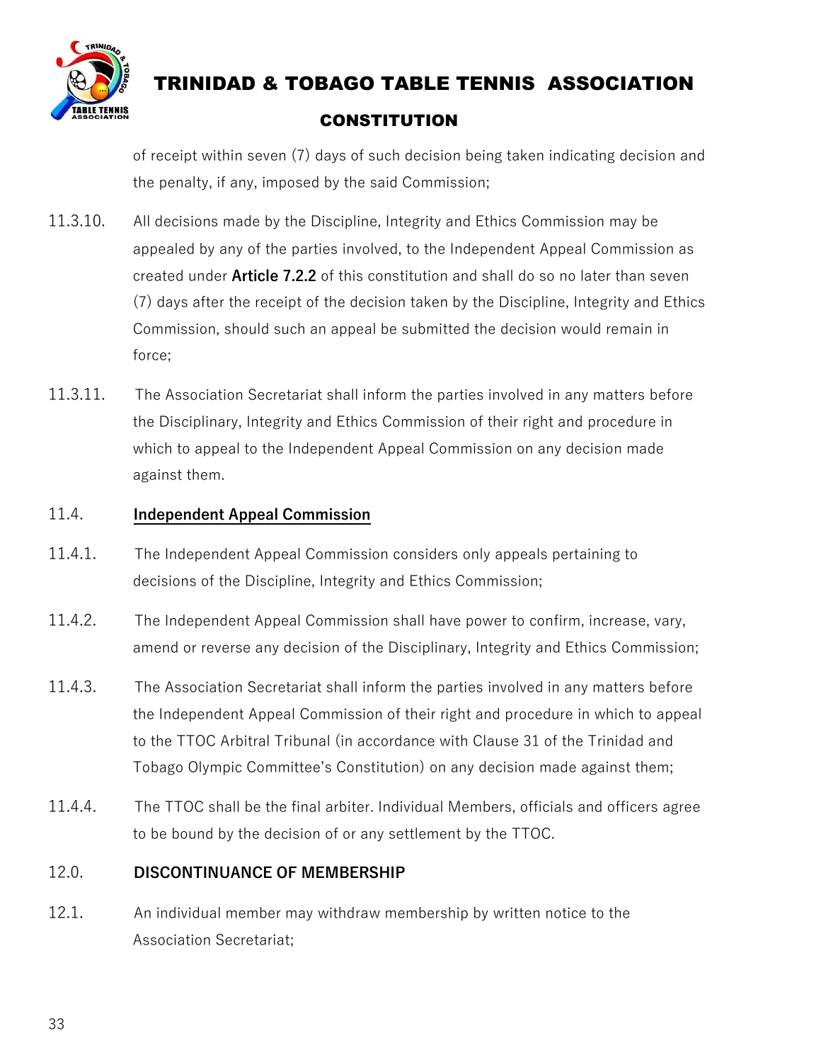of receipt within seven (7) days of such decision being taken indicating decision and the penalty, if any, imposed by the said Commission;

11.3.10. All decisions made by the Discipline, Integrity and Ethics Commission may be appealed by any of the parties involved, to the Independent Appeal Commission as created under **Article 7.2.2** of this constitution and shall do so no later than seven (7) days after the receipt of the decision taken by the Discipline, Integrity and Ethics Commission, should such an appeal be submitted the decision would remain in force;

11.3.11. The Association Secretariat shall inform the parties involved in any matters before the Disciplinary, Integrity and Ethics Commission of their right and procedure in which to appeal to the Independent Appeal Commission on any decision made against them.

11.4. **<u>Independent Appeal Commission</u>**

11.4.1. The Independent Appeal Commission considers only appeals pertaining to decisions of the Discipline, Integrity and Ethics Commission;

11.4.2. The Independent Appeal Commission shall have power to confirm, increase, vary, amend or reverse any decision of the Disciplinary, Integrity and Ethics Commission;

11.4.3. The Association Secretariat shall inform the parties involved in any matters before the Independent Appeal Commission of their right and procedure in which to appeal to the TTOC Arbitral Tribunal (in accordance with Clause 31 of the Trinidad and Tobago Olympic Committee's Constitution) on any decision made against them;

11.4.4. The TTOC shall be the final arbiter. Individual Members, officials and officers agree to be bound by the decision of or any settlement by the TTOC.

## 12.0. DISCONTINUANCE OF MEMBERSHIP

12.1. An individual member may withdraw membership by written notice to the Association Secretariat;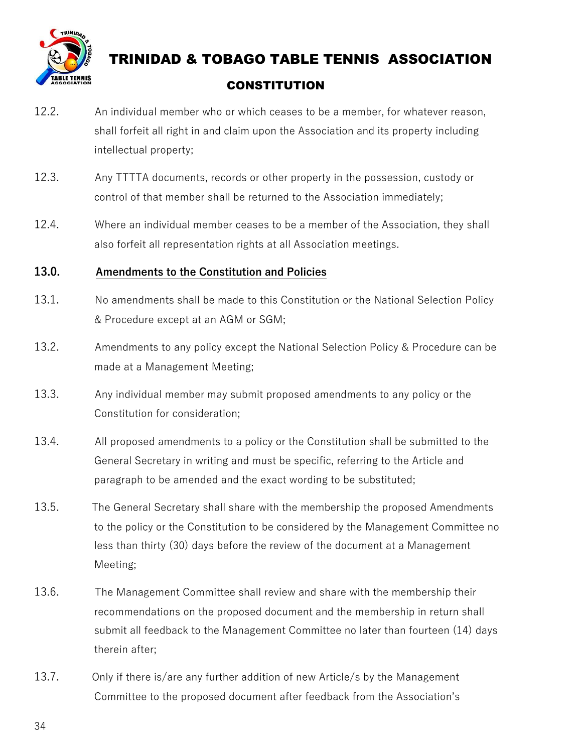12.2. An individual member who or which ceases to be a member, for whatever reason, shall forfeit all right in and claim upon the Association and its property including intellectual property;

12.3. Any TTTTA documents, records or other property in the possession, custody or control of that member shall be returned to the Association immediately;

12.4. Where an individual member ceases to be a member of the Association, they shall also forfeit all representation rights at all Association meetings.

## 13.0. Amendments to the Constitution and Policies

13.1. No amendments shall be made to this Constitution or the National Selection Policy & Procedure except at an AGM or SGM;

13.2. Amendments to any policy except the National Selection Policy & Procedure can be made at a Management Meeting;

13.3. Any individual member may submit proposed amendments to any policy or the Constitution for consideration;

13.4. All proposed amendments to a policy or the Constitution shall be submitted to the General Secretary in writing and must be specific, referring to the Article and paragraph to be amended and the exact wording to be substituted;

13.5. The General Secretary shall share with the membership the proposed Amendments to the policy or the Constitution to be considered by the Management Committee no less than thirty (30) days before the review of the document at a Management Meeting;

13.6. The Management Committee shall review and share with the membership their recommendations on the proposed document and the membership in return shall submit all feedback to the Management Committee no later than fourteen (14) days therein after;

13.7. Only if there is/are any further addition of new Article/s by the Management Committee to the proposed document after feedback from the Association's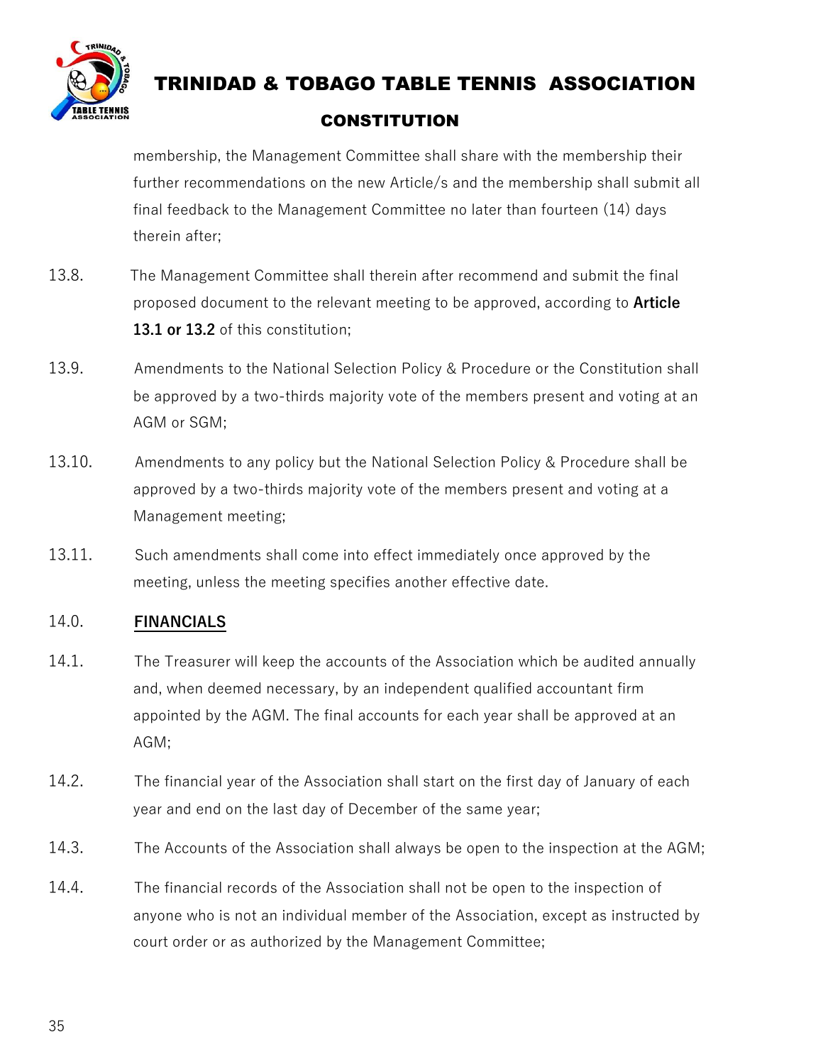membership, the Management Committee shall share with the membership their further recommendations on the new Article/s and the membership shall submit all final feedback to the Management Committee no later than fourteen (14) days therein after;

13.8. The Management Committee shall therein after recommend and submit the final proposed document to the relevant meeting to be approved, according to **Article 13.1 or 13.2** of this constitution;

13.9. Amendments to the National Selection Policy & Procedure or the Constitution shall be approved by a two-thirds majority vote of the members present and voting at an AGM or SGM;

13.10. Amendments to any policy but the National Selection Policy & Procedure shall be approved by a two-thirds majority vote of the members present and voting at a Management meeting;

13.11. Such amendments shall come into effect immediately once approved by the meeting, unless the meeting specifies another effective date.

## 14.0. FINANCIALS

14.1. The Treasurer will keep the accounts of the Association which be audited annually and, when deemed necessary, by an independent qualified accountant firm appointed by the AGM. The final accounts for each year shall be approved at an AGM;

14.2. The financial year of the Association shall start on the first day of January of each year and end on the last day of December of the same year;

14.3. The Accounts of the Association shall always be open to the inspection at the AGM;

14.4. The financial records of the Association shall not be open to the inspection of anyone who is not an individual member of the Association, except as instructed by court order or as authorized by the Management Committee;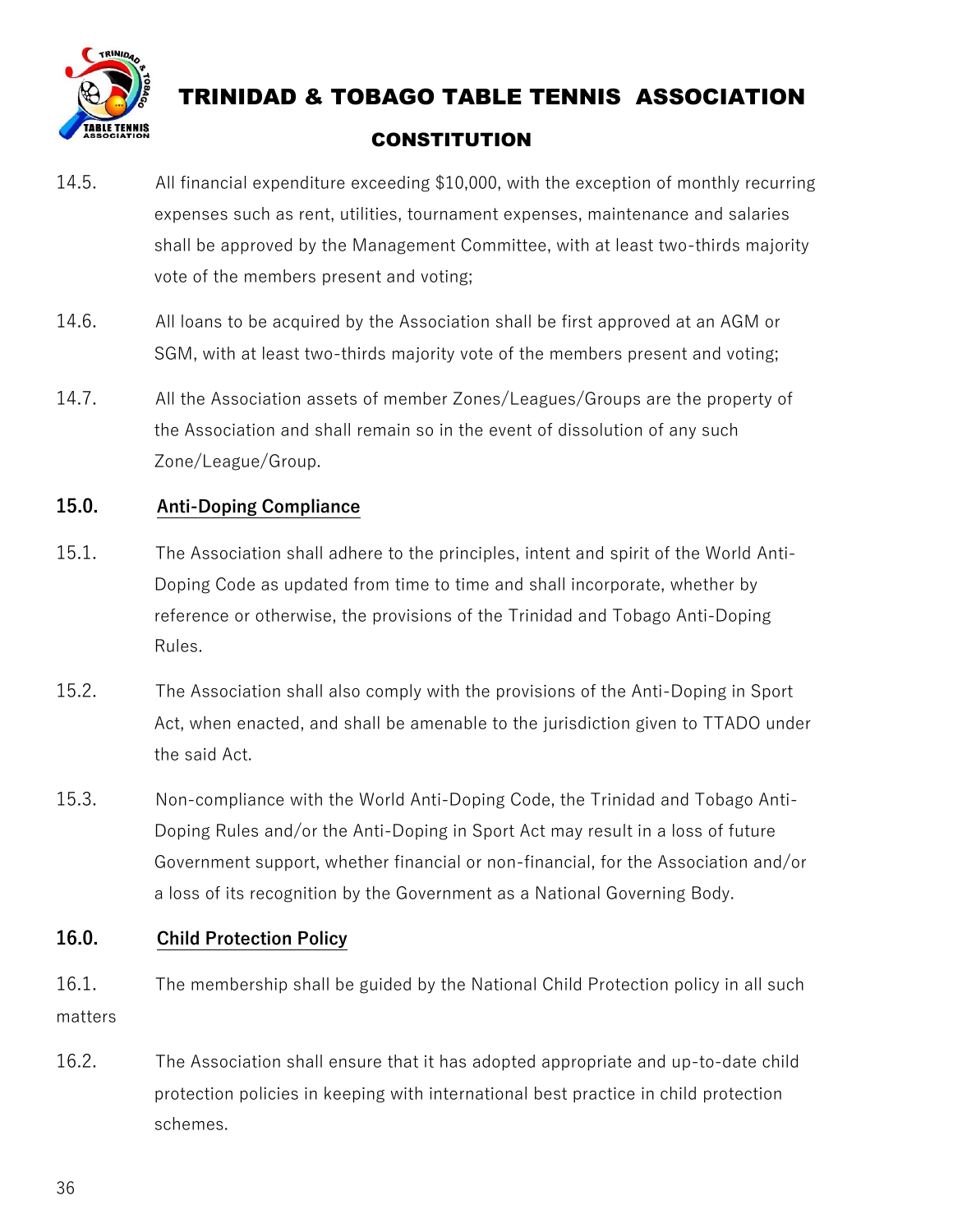14.5. All financial expenditure exceeding $10,000, with the exception of monthly recurring expenses such as rent, utilities, tournament expenses, maintenance and salaries shall be approved by the Management Committee, with at least two-thirds majority vote of the members present and voting;

14.6. All loans to be acquired by the Association shall be first approved at an AGM or SGM, with at least two-thirds majority vote of the members present and voting;

14.7. All the Association assets of member Zones/Leagues/Groups are the property of the Association and shall remain so in the event of dissolution of any such Zone/League/Group.

## 15.0. Anti-Doping Compliance

15.1. The Association shall adhere to the principles, intent and spirit of the World Anti-Doping Code as updated from time to time and shall incorporate, whether by reference or otherwise, the provisions of the Trinidad and Tobago Anti-Doping Rules.

15.2. The Association shall also comply with the provisions of the Anti-Doping in Sport Act, when enacted, and shall be amenable to the jurisdiction given to TTADO under the said Act.

15.3. Non-compliance with the World Anti-Doping Code, the Trinidad and Tobago Anti-Doping Rules and/or the Anti-Doping in Sport Act may result in a loss of future Government support, whether financial or non-financial, for the Association and/or a loss of its recognition by the Government as a National Governing Body.

## 16.0. Child Protection Policy

16.1. The membership shall be guided by the National Child Protection policy in all such matters

16.2. The Association shall ensure that it has adopted appropriate and up-to-date child protection policies in keeping with international best practice in child protection schemes.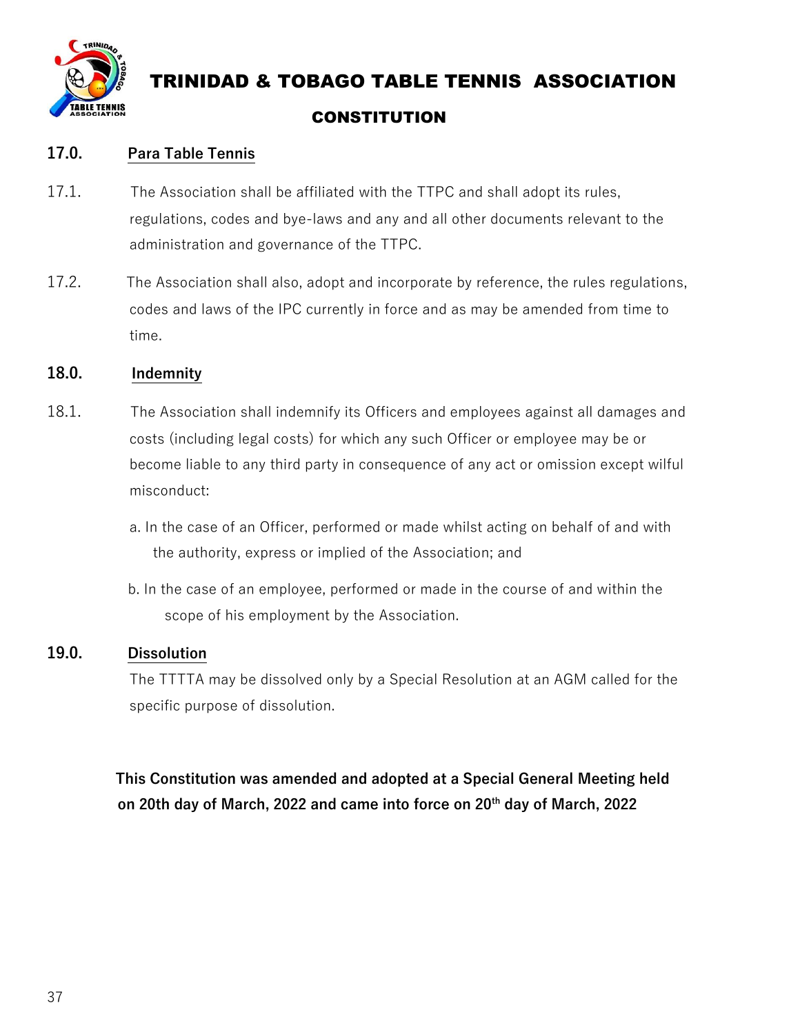## 17.0. Para Table Tennis

17.1. The Association shall be affiliated with the TTPC and shall adopt its rules, regulations, codes and bye-laws and any and all other documents relevant to the administration and governance of the TTPC.

17.2. The Association shall also, adopt and incorporate by reference, the rules regulations, codes and laws of the IPC currently in force and as may be amended from time to time.

## 18.0. Indemnity

18.1. The Association shall indemnify its Officers and employees against all damages and costs (including legal costs) for which any such Officer or employee may be or become liable to any third party in consequence of any act or omission except wilful misconduct:

a. In the case of an Officer, performed or made whilst acting on behalf of and with the authority, express or implied of the Association; and

b. In the case of an employee, performed or made in the course of and within the scope of his employment by the Association.

## 19.0. Dissolution

The TTTTA may be dissolved only by a Special Resolution at an AGM called for the specific purpose of dissolution.

**This Constitution was amended and adopted at a Special General Meeting held on 20th day of March, 2022 and came into force on 20th day of March, 2022**